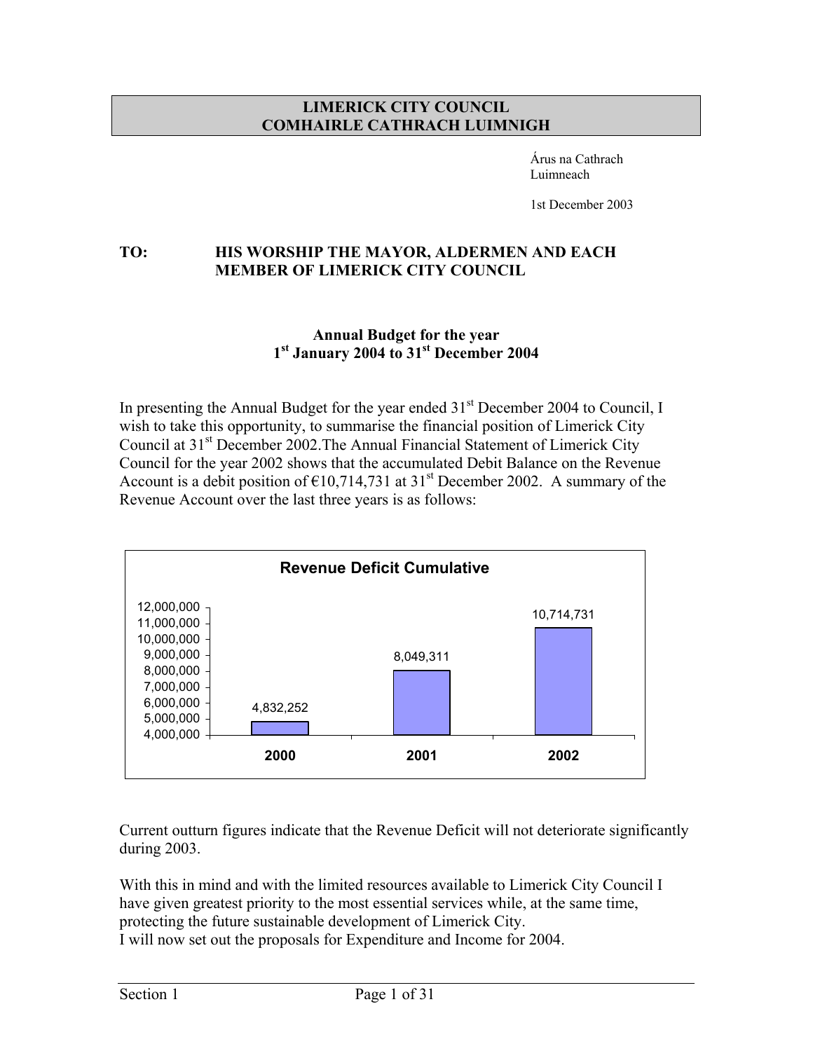**LIMERICK CITY COUNCIL**
**COMHAIRLE CATHRACH LUIMNIGH**

Árus na Cathrach
Luimneach

1st December 2003

**TO: HIS WORSHIP THE MAYOR, ALDERMEN AND EACH MEMBER OF LIMERICK CITY COUNCIL**

## Annual Budget for the year 1st January 2004 to 31st December 2004

In presenting the Annual Budget for the year ended 31st December 2004 to Council, I wish to take this opportunity, to summarise the financial position of Limerick City Council at 31st December 2002.The Annual Financial Statement of Limerick City Council for the year 2002 shows that the accumulated Debit Balance on the Revenue Account is a debit position of €10,714,731 at 31st December 2002. A summary of the Revenue Account over the last three years is as follows:

**Revenue Deficit Cumulative**

| Year | Revenue Deficit Cumulative |
|---|---|
| 2000 | 4,832,252 |
| 2001 | 8,049,311 |
| 2002 | 10,714,731 |

Current outturn figures indicate that the Revenue Deficit will not deteriorate significantly during 2003.

With this in mind and with the limited resources available to Limerick City Council I have given greatest priority to the most essential services while, at the same time, protecting the future sustainable development of Limerick City.
I will now set out the proposals for Expenditure and Income for 2004.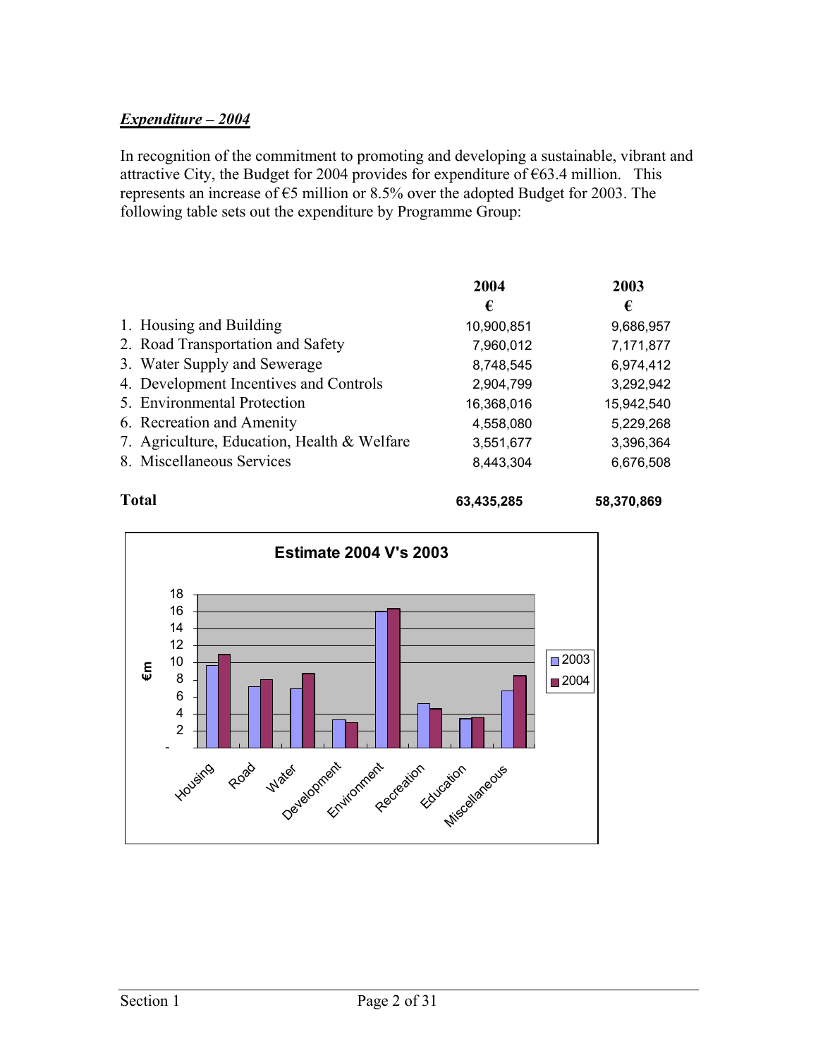***Expenditure – 2004***

In recognition of the commitment to promoting and developing a sustainable, vibrant and attractive City, the Budget for 2004 provides for expenditure of €63.4 million. This represents an increase of €5 million or 8.5% over the adopted Budget for 2003. The following table sets out the expenditure by Programme Group:

| | 2004<br>€ | 2003<br>€ |
|---|---|---|
| 1. Housing and Building | 10,900,851 | 9,686,957 |
| 2. Road Transportation and Safety | 7,960,012 | 7,171,877 |
| 3. Water Supply and Sewerage | 8,748,545 | 6,974,412 |
| 4. Development Incentives and Controls | 2,904,799 | 3,292,942 |
| 5. Environmental Protection | 16,368,016 | 15,942,540 |
| 6. Recreation and Amenity | 4,558,080 | 5,229,268 |
| 7. Agriculture, Education, Health & Welfare | 3,551,677 | 3,396,364 |
| 8. Miscellaneous Services | 8,443,304 | 6,676,508 |
| **Total** | **63,435,285** | **58,370,869** |

**Estimate 2004 V's 2003**

| €m | 2003 | 2004 |
|---|---|---|
| Housing | 9.7 | 10.9 |
| Road | 7.2 | 8.0 |
| Water | 7.0 | 8.7 |
| Development | 3.3 | 2.9 |
| Environment | 15.9 | 16.4 |
| Recreation | 5.2 | 4.6 |
| Education | 3.4 | 3.6 |
| Miscellaneous | 6.7 | 8.4 |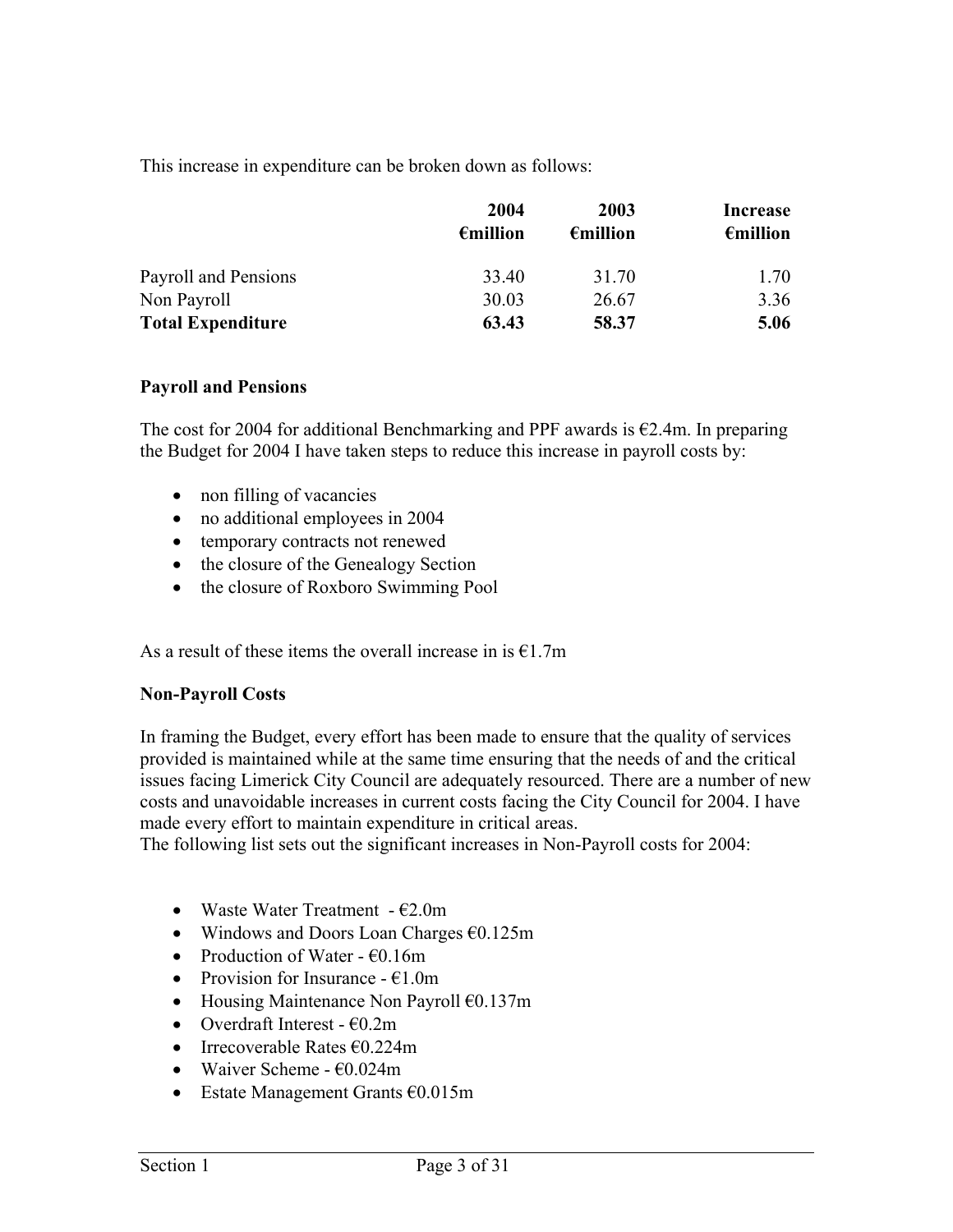This increase in expenditure can be broken down as follows:

| | **2004 €million** | **2003 €million** | **Increase €million** |
|---|---|---|---|
| Payroll and Pensions | 33.40 | 31.70 | 1.70 |
| Non Payroll | 30.03 | 26.67 | 3.36 |
| **Total Expenditure** | **63.43** | **58.37** | **5.06** |

**Payroll and Pensions**

The cost for 2004 for additional Benchmarking and PPF awards is €2.4m. In preparing the Budget for 2004 I have taken steps to reduce this increase in payroll costs by:

- non filling of vacancies
- no additional employees in 2004
- temporary contracts not renewed
- the closure of the Genealogy Section
- the closure of Roxboro Swimming Pool

As a result of these items the overall increase in is €1.7m

**Non-Payroll Costs**

In framing the Budget, every effort has been made to ensure that the quality of services provided is maintained while at the same time ensuring that the needs of and the critical issues facing Limerick City Council are adequately resourced. There are a number of new costs and unavoidable increases in current costs facing the City Council for 2004. I have made every effort to maintain expenditure in critical areas.
The following list sets out the significant increases in Non-Payroll costs for 2004:

- Waste Water Treatment - €2.0m
- Windows and Doors Loan Charges €0.125m
- Production of Water - €0.16m
- Provision for Insurance - €1.0m
- Housing Maintenance Non Payroll €0.137m
- Overdraft Interest - €0.2m
- Irrecoverable Rates €0.224m
- Waiver Scheme - €0.024m
- Estate Management Grants €0.015m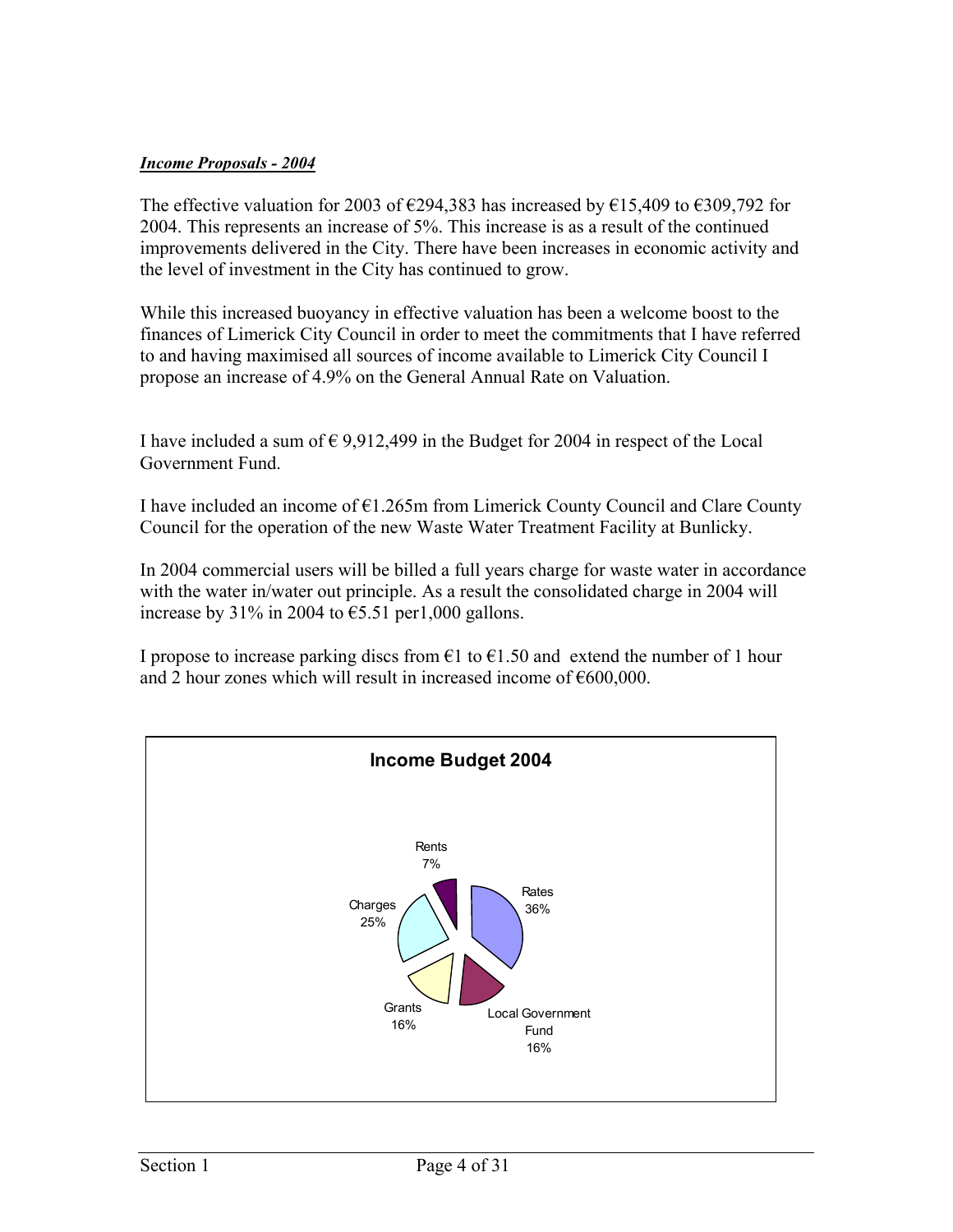***Income Proposals - 2004***

The effective valuation for 2003 of €294,383 has increased by €15,409 to €309,792 for 2004. This represents an increase of 5%. This increase is as a result of the continued improvements delivered in the City. There have been increases in economic activity and the level of investment in the City has continued to grow.

While this increased buoyancy in effective valuation has been a welcome boost to the finances of Limerick City Council in order to meet the commitments that I have referred to and having maximised all sources of income available to Limerick City Council I propose an increase of 4.9% on the General Annual Rate on Valuation.

I have included a sum of € 9,912,499 in the Budget for 2004 in respect of the Local Government Fund.

I have included an income of €1.265m from Limerick County Council and Clare County Council for the operation of the new Waste Water Treatment Facility at Bunlicky.

In 2004 commercial users will be billed a full years charge for waste water in accordance with the water in/water out principle. As a result the consolidated charge in 2004 will increase by 31% in 2004 to €5.51 per1,000 gallons.

I propose to increase parking discs from €1 to €1.50 and extend the number of 1 hour and 2 hour zones which will result in increased income of €600,000.

**Income Budget 2004**

| Source | Share |
|---|---|
| Rates | 36% |
| Local Government Fund | 16% |
| Grants | 16% |
| Charges | 25% |
| Rents | 7% |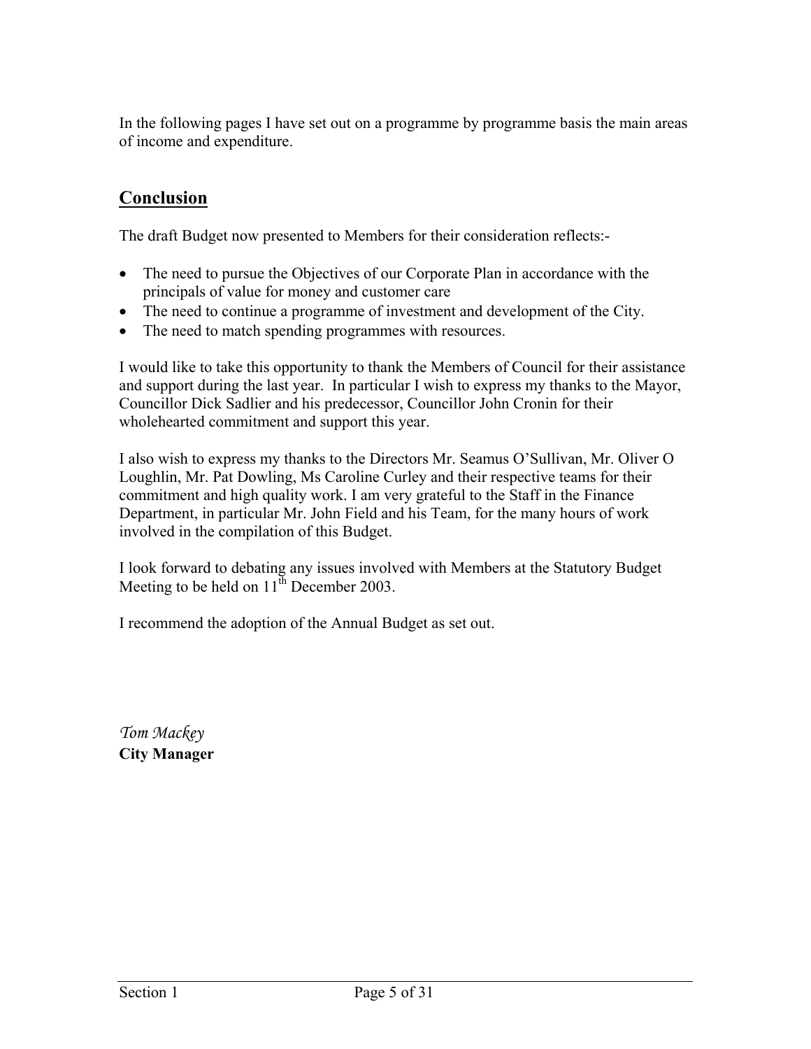In the following pages I have set out on a programme by programme basis the main areas of income and expenditure.

## Conclusion

The draft Budget now presented to Members for their consideration reflects:-

- The need to pursue the Objectives of our Corporate Plan in accordance with the principals of value for money and customer care
- The need to continue a programme of investment and development of the City.
- The need to match spending programmes with resources.

I would like to take this opportunity to thank the Members of Council for their assistance and support during the last year. In particular I wish to express my thanks to the Mayor, Councillor Dick Sadlier and his predecessor, Councillor John Cronin for their wholehearted commitment and support this year.

I also wish to express my thanks to the Directors Mr. Seamus O'Sullivan, Mr. Oliver O Loughlin, Mr. Pat Dowling, Ms Caroline Curley and their respective teams for their commitment and high quality work. I am very grateful to the Staff in the Finance Department, in particular Mr. John Field and his Team, for the many hours of work involved in the compilation of this Budget.

I look forward to debating any issues involved with Members at the Statutory Budget Meeting to be held on 11th December 2003.

I recommend the adoption of the Annual Budget as set out.

*Tom Mackey*
**City Manager**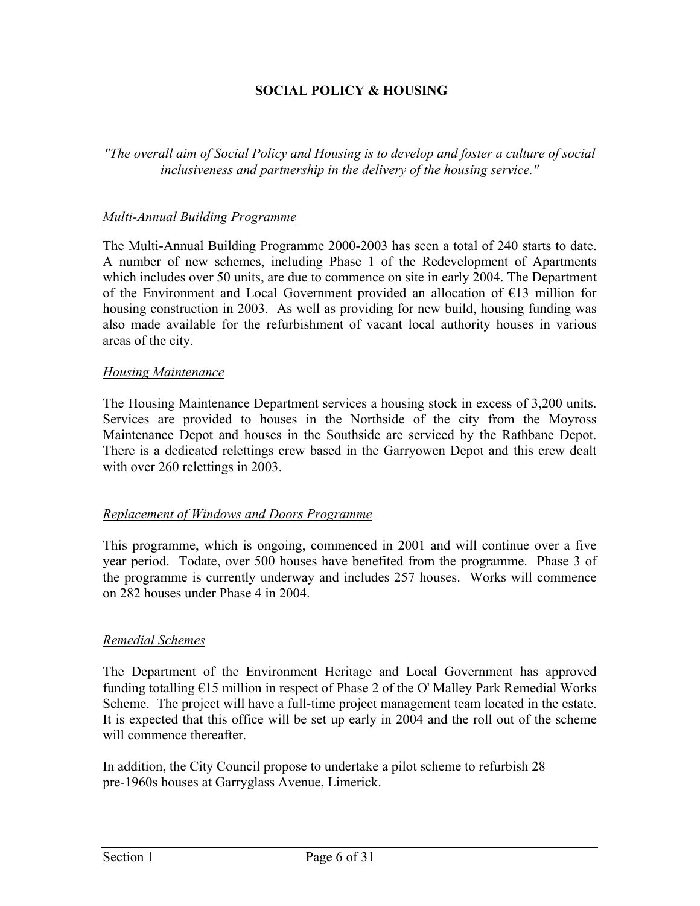# SOCIAL POLICY & HOUSING

*"The overall aim of Social Policy and Housing is to develop and foster a culture of social inclusiveness and partnership in the delivery of the housing service."*

## *Multi-Annual Building Programme*

The Multi-Annual Building Programme 2000-2003 has seen a total of 240 starts to date. A number of new schemes, including Phase 1 of the Redevelopment of Apartments which includes over 50 units, are due to commence on site in early 2004. The Department of the Environment and Local Government provided an allocation of €13 million for housing construction in 2003. As well as providing for new build, housing funding was also made available for the refurbishment of vacant local authority houses in various areas of the city.

## *Housing Maintenance*

The Housing Maintenance Department services a housing stock in excess of 3,200 units. Services are provided to houses in the Northside of the city from the Moyross Maintenance Depot and houses in the Southside are serviced by the Rathbane Depot. There is a dedicated relettings crew based in the Garryowen Depot and this crew dealt with over 260 relettings in 2003.

## *Replacement of Windows and Doors Programme*

This programme, which is ongoing, commenced in 2001 and will continue over a five year period. Todate, over 500 houses have benefited from the programme. Phase 3 of the programme is currently underway and includes 257 houses. Works will commence on 282 houses under Phase 4 in 2004.

## *Remedial Schemes*

The Department of the Environment Heritage and Local Government has approved funding totalling €15 million in respect of Phase 2 of the O' Malley Park Remedial Works Scheme. The project will have a full-time project management team located in the estate. It is expected that this office will be set up early in 2004 and the roll out of the scheme will commence thereafter.

In addition, the City Council propose to undertake a pilot scheme to refurbish 28 pre-1960s houses at Garryglass Avenue, Limerick.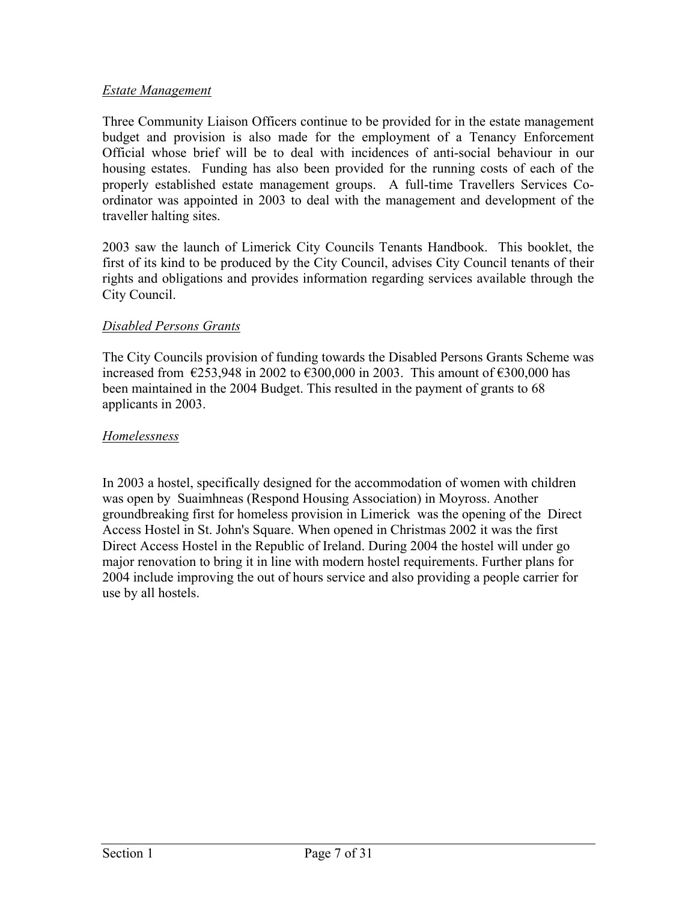*Estate Management*

Three Community Liaison Officers continue to be provided for in the estate management budget and provision is also made for the employment of a Tenancy Enforcement Official whose brief will be to deal with incidences of anti-social behaviour in our housing estates. Funding has also been provided for the running costs of each of the properly established estate management groups. A full-time Travellers Services Co-ordinator was appointed in 2003 to deal with the management and development of the traveller halting sites.

2003 saw the launch of Limerick City Councils Tenants Handbook. This booklet, the first of its kind to be produced by the City Council, advises City Council tenants of their rights and obligations and provides information regarding services available through the City Council.

*Disabled Persons Grants*

The City Councils provision of funding towards the Disabled Persons Grants Scheme was increased from €253,948 in 2002 to €300,000 in 2003. This amount of €300,000 has been maintained in the 2004 Budget. This resulted in the payment of grants to 68 applicants in 2003.

*Homelessness*

In 2003 a hostel, specifically designed for the accommodation of women with children was open by Suaimhneas (Respond Housing Association) in Moyross. Another groundbreaking first for homeless provision in Limerick was the opening of the Direct Access Hostel in St. John's Square. When opened in Christmas 2002 it was the first Direct Access Hostel in the Republic of Ireland. During 2004 the hostel will under go major renovation to bring it in line with modern hostel requirements. Further plans for 2004 include improving the out of hours service and also providing a people carrier for use by all hostels.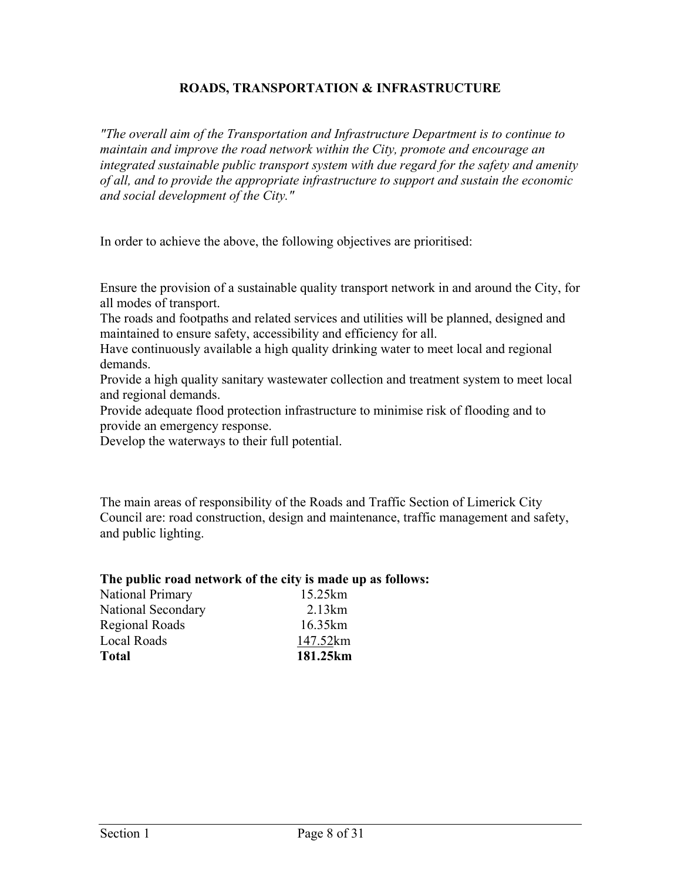## ROADS, TRANSPORTATION & INFRASTRUCTURE

*"The overall aim of the Transportation and Infrastructure Department is to continue to maintain and improve the road network within the City, promote and encourage an integrated sustainable public transport system with due regard for the safety and amenity of all, and to provide the appropriate infrastructure to support and sustain the economic and social development of the City."*

In order to achieve the above, the following objectives are prioritised:

Ensure the provision of a sustainable quality transport network in and around the City, for all modes of transport.
The roads and footpaths and related services and utilities will be planned, designed and maintained to ensure safety, accessibility and efficiency for all.
Have continuously available a high quality drinking water to meet local and regional demands.
Provide a high quality sanitary wastewater collection and treatment system to meet local and regional demands.
Provide adequate flood protection infrastructure to minimise risk of flooding and to provide an emergency response.
Develop the waterways to their full potential.

The main areas of responsibility of the Roads and Traffic Section of Limerick City Council are: road construction, design and maintenance, traffic management and safety, and public lighting.

**The public road network of the city is made up as follows:**

| | |
|---|---|
| National Primary | 15.25km |
| National Secondary | 2.13km |
| Regional Roads | 16.35km |
| Local Roads | 147.52km |
| **Total** | **181.25km** |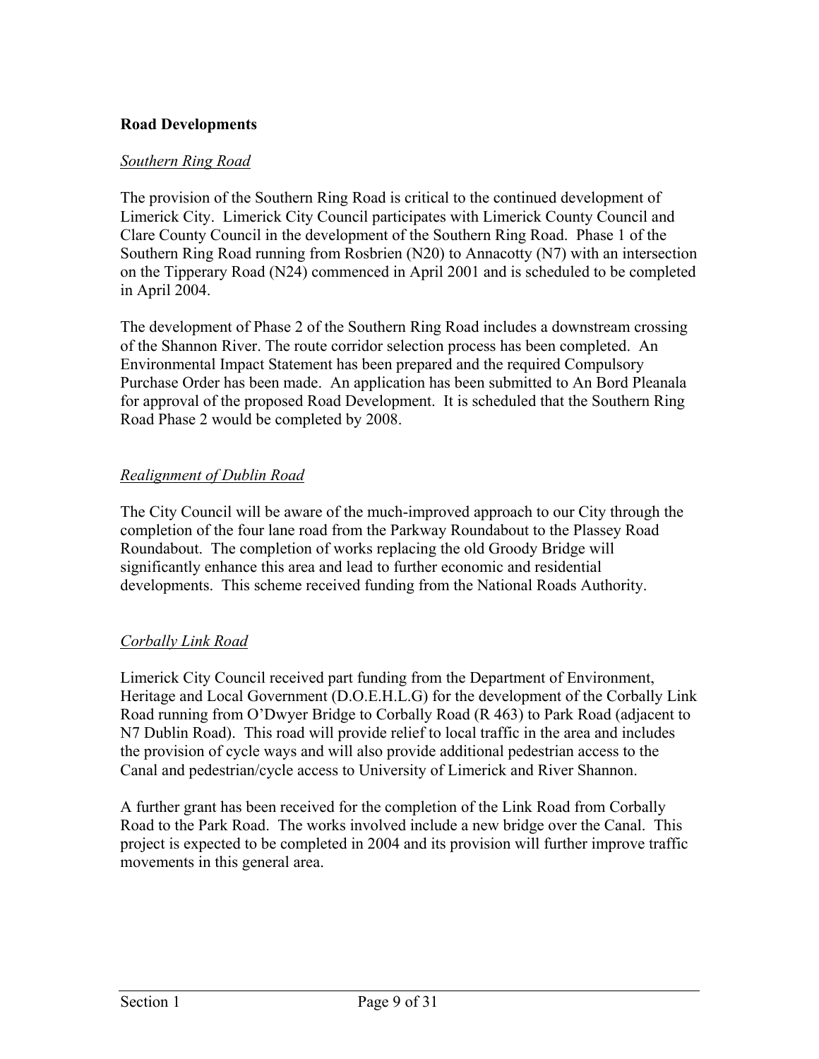**Road Developments**

*Southern Ring Road*

The provision of the Southern Ring Road is critical to the continued development of Limerick City. Limerick City Council participates with Limerick County Council and Clare County Council in the development of the Southern Ring Road. Phase 1 of the Southern Ring Road running from Rosbrien (N20) to Annacotty (N7) with an intersection on the Tipperary Road (N24) commenced in April 2001 and is scheduled to be completed in April 2004.

The development of Phase 2 of the Southern Ring Road includes a downstream crossing of the Shannon River. The route corridor selection process has been completed. An Environmental Impact Statement has been prepared and the required Compulsory Purchase Order has been made. An application has been submitted to An Bord Pleanala for approval of the proposed Road Development. It is scheduled that the Southern Ring Road Phase 2 would be completed by 2008.

*Realignment of Dublin Road*

The City Council will be aware of the much-improved approach to our City through the completion of the four lane road from the Parkway Roundabout to the Plassey Road Roundabout. The completion of works replacing the old Groody Bridge will significantly enhance this area and lead to further economic and residential developments. This scheme received funding from the National Roads Authority.

*Corbally Link Road*

Limerick City Council received part funding from the Department of Environment, Heritage and Local Government (D.O.E.H.L.G) for the development of the Corbally Link Road running from O'Dwyer Bridge to Corbally Road (R 463) to Park Road (adjacent to N7 Dublin Road). This road will provide relief to local traffic in the area and includes the provision of cycle ways and will also provide additional pedestrian access to the Canal and pedestrian/cycle access to University of Limerick and River Shannon.

A further grant has been received for the completion of the Link Road from Corbally Road to the Park Road. The works involved include a new bridge over the Canal. This project is expected to be completed in 2004 and its provision will further improve traffic movements in this general area.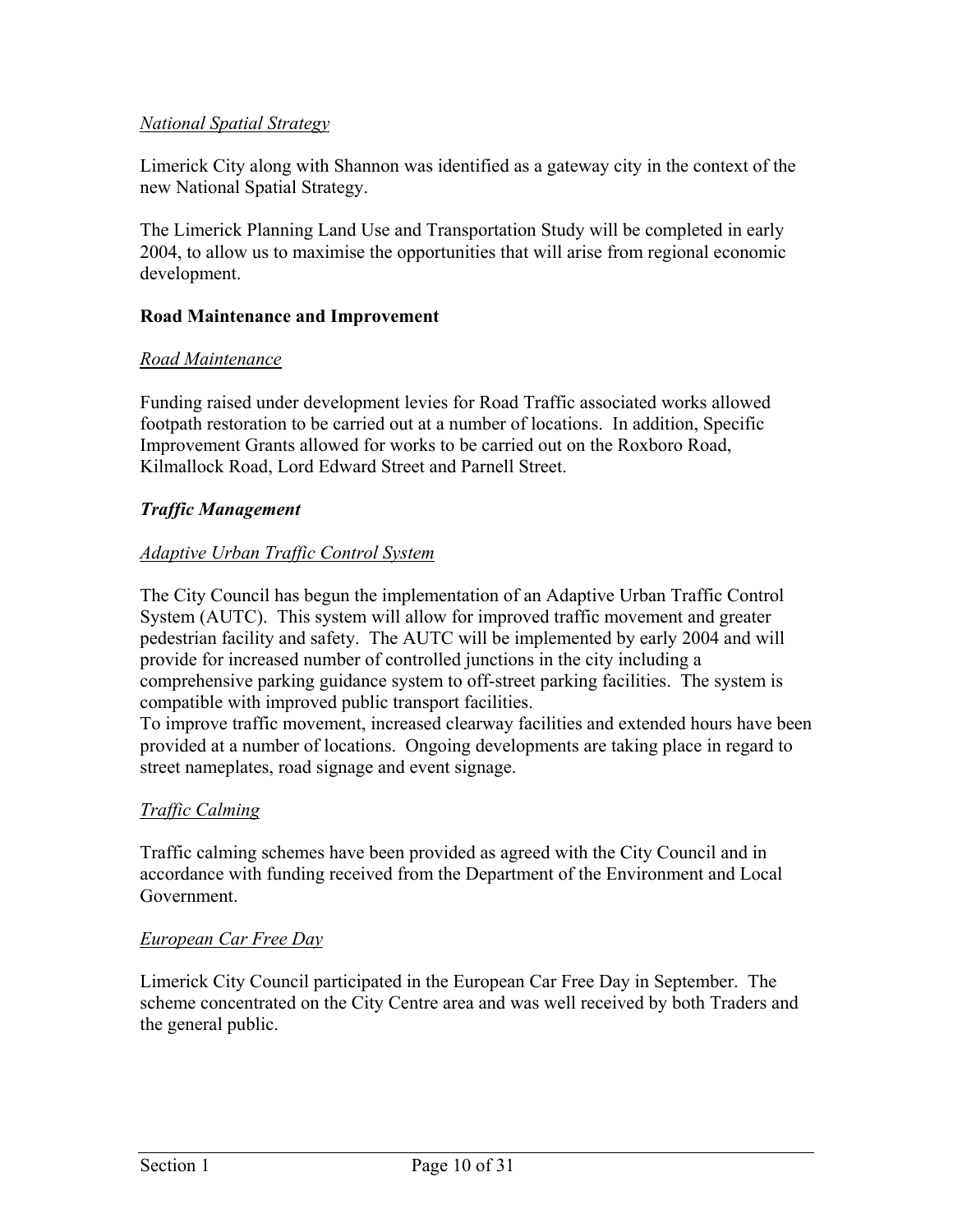*National Spatial Strategy*

Limerick City along with Shannon was identified as a gateway city in the context of the new National Spatial Strategy.

The Limerick Planning Land Use and Transportation Study will be completed in early 2004, to allow us to maximise the opportunities that will arise from regional economic development.

**Road Maintenance and Improvement**

*Road Maintenance*

Funding raised under development levies for Road Traffic associated works allowed footpath restoration to be carried out at a number of locations. In addition, Specific Improvement Grants allowed for works to be carried out on the Roxboro Road, Kilmallock Road, Lord Edward Street and Parnell Street.

***Traffic Management***

*Adaptive Urban Traffic Control System*

The City Council has begun the implementation of an Adaptive Urban Traffic Control System (AUTC). This system will allow for improved traffic movement and greater pedestrian facility and safety. The AUTC will be implemented by early 2004 and will provide for increased number of controlled junctions in the city including a comprehensive parking guidance system to off-street parking facilities. The system is compatible with improved public transport facilities.
To improve traffic movement, increased clearway facilities and extended hours have been provided at a number of locations. Ongoing developments are taking place in regard to street nameplates, road signage and event signage.

*Traffic Calming*

Traffic calming schemes have been provided as agreed with the City Council and in accordance with funding received from the Department of the Environment and Local Government.

*European Car Free Day*

Limerick City Council participated in the European Car Free Day in September. The scheme concentrated on the City Centre area and was well received by both Traders and the general public.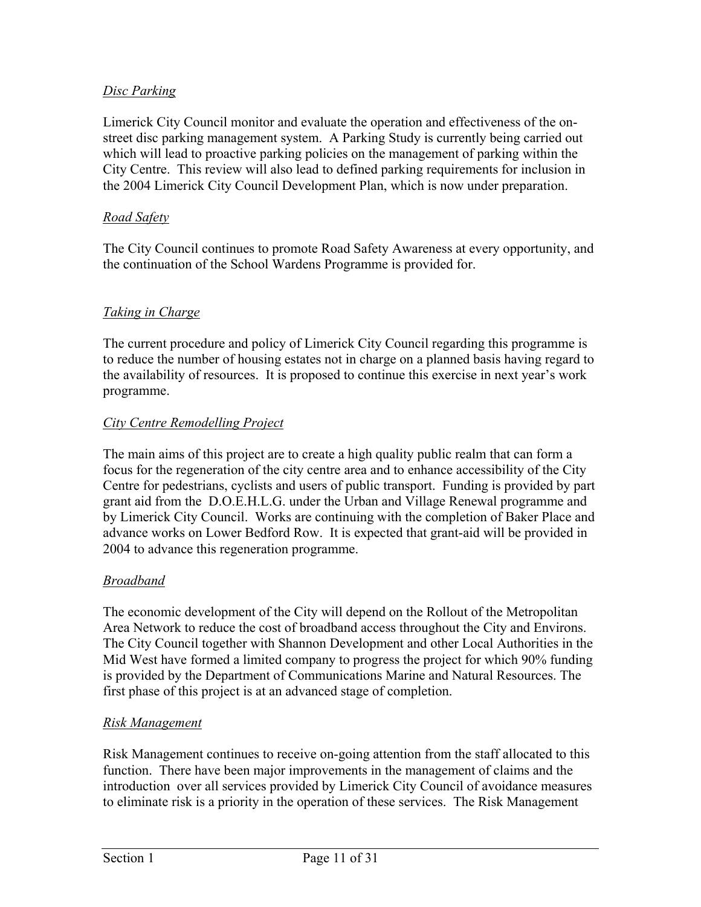*Disc Parking*

Limerick City Council monitor and evaluate the operation and effectiveness of the on-street disc parking management system. A Parking Study is currently being carried out which will lead to proactive parking policies on the management of parking within the City Centre. This review will also lead to defined parking requirements for inclusion in the 2004 Limerick City Council Development Plan, which is now under preparation.

*Road Safety*

The City Council continues to promote Road Safety Awareness at every opportunity, and the continuation of the School Wardens Programme is provided for.

*Taking in Charge*

The current procedure and policy of Limerick City Council regarding this programme is to reduce the number of housing estates not in charge on a planned basis having regard to the availability of resources. It is proposed to continue this exercise in next year's work programme.

*City Centre Remodelling Project*

The main aims of this project are to create a high quality public realm that can form a focus for the regeneration of the city centre area and to enhance accessibility of the City Centre for pedestrians, cyclists and users of public transport. Funding is provided by part grant aid from the D.O.E.H.L.G. under the Urban and Village Renewal programme and by Limerick City Council. Works are continuing with the completion of Baker Place and advance works on Lower Bedford Row. It is expected that grant-aid will be provided in 2004 to advance this regeneration programme.

*Broadband*

The economic development of the City will depend on the Rollout of the Metropolitan Area Network to reduce the cost of broadband access throughout the City and Environs. The City Council together with Shannon Development and other Local Authorities in the Mid West have formed a limited company to progress the project for which 90% funding is provided by the Department of Communications Marine and Natural Resources. The first phase of this project is at an advanced stage of completion.

*Risk Management*

Risk Management continues to receive on-going attention from the staff allocated to this function. There have been major improvements in the management of claims and the introduction over all services provided by Limerick City Council of avoidance measures to eliminate risk is a priority in the operation of these services. The Risk Management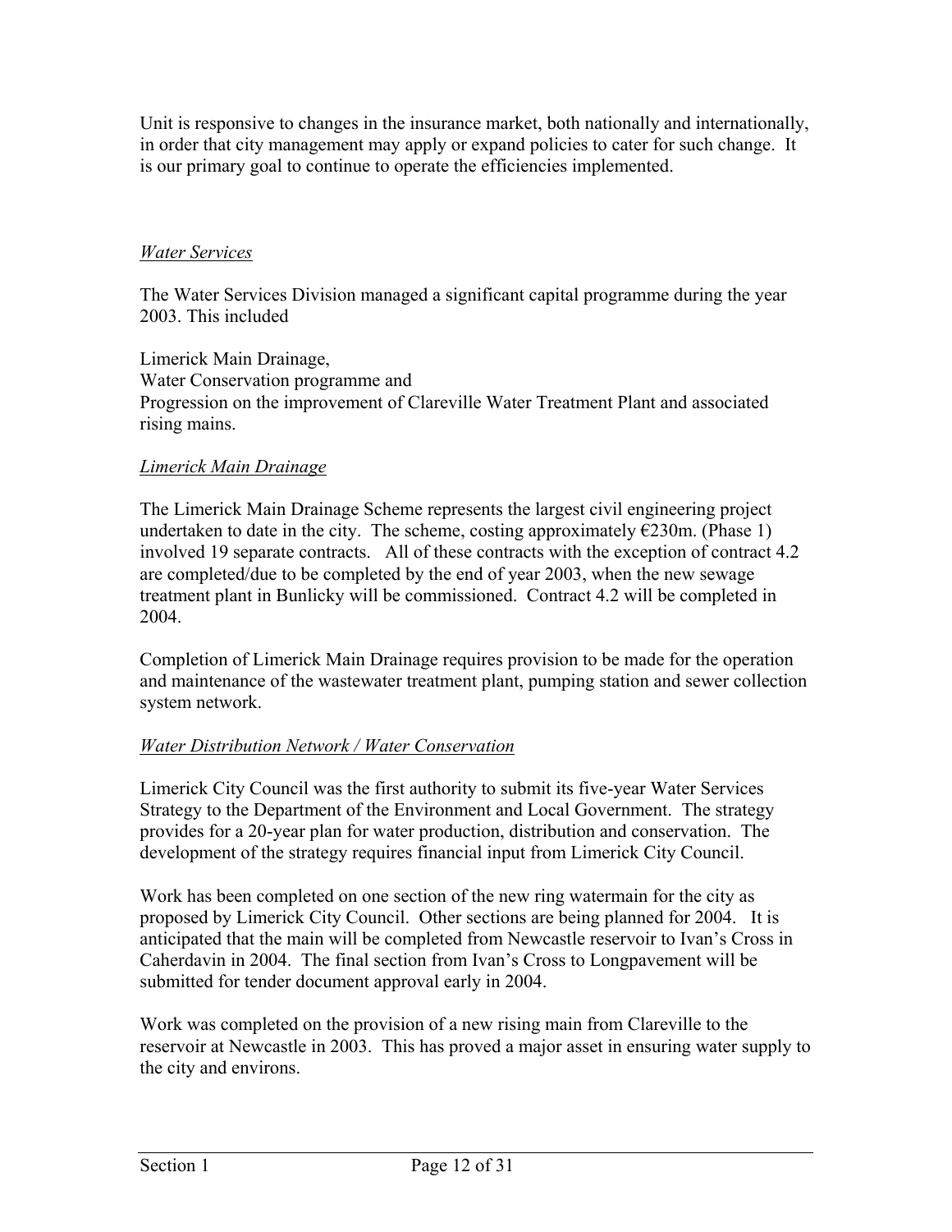Unit is responsive to changes in the insurance market, both nationally and internationally, in order that city management may apply or expand policies to cater for such change. It is our primary goal to continue to operate the efficiencies implemented.

*Water Services*

The Water Services Division managed a significant capital programme during the year 2003. This included

Limerick Main Drainage,
Water Conservation programme and
Progression on the improvement of Clareville Water Treatment Plant and associated rising mains.

*Limerick Main Drainage*

The Limerick Main Drainage Scheme represents the largest civil engineering project undertaken to date in the city. The scheme, costing approximately €230m. (Phase 1) involved 19 separate contracts. All of these contracts with the exception of contract 4.2 are completed/due to be completed by the end of year 2003, when the new sewage treatment plant in Bunlicky will be commissioned. Contract 4.2 will be completed in 2004.

Completion of Limerick Main Drainage requires provision to be made for the operation and maintenance of the wastewater treatment plant, pumping station and sewer collection system network.

*Water Distribution Network / Water Conservation*

Limerick City Council was the first authority to submit its five-year Water Services Strategy to the Department of the Environment and Local Government. The strategy provides for a 20-year plan for water production, distribution and conservation. The development of the strategy requires financial input from Limerick City Council.

Work has been completed on one section of the new ring watermain for the city as proposed by Limerick City Council. Other sections are being planned for 2004. It is anticipated that the main will be completed from Newcastle reservoir to Ivan's Cross in Caherdavin in 2004. The final section from Ivan's Cross to Longpavement will be submitted for tender document approval early in 2004.

Work was completed on the provision of a new rising main from Clareville to the reservoir at Newcastle in 2003. This has proved a major asset in ensuring water supply to the city and environs.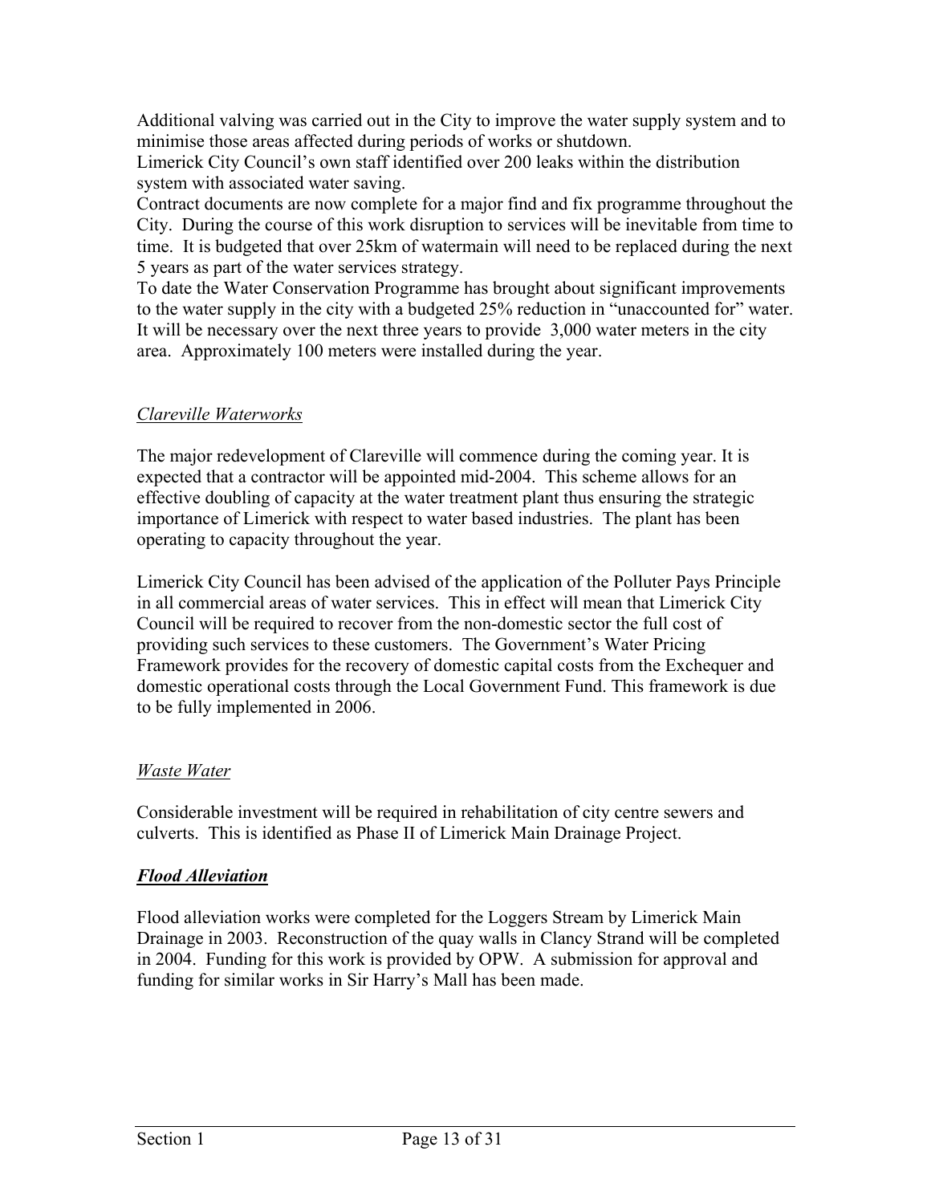Additional valving was carried out in the City to improve the water supply system and to minimise those areas affected during periods of works or shutdown.
Limerick City Council's own staff identified over 200 leaks within the distribution system with associated water saving.
Contract documents are now complete for a major find and fix programme throughout the City. During the course of this work disruption to services will be inevitable from time to time. It is budgeted that over 25km of watermain will need to be replaced during the next 5 years as part of the water services strategy.
To date the Water Conservation Programme has brought about significant improvements to the water supply in the city with a budgeted 25% reduction in "unaccounted for" water. It will be necessary over the next three years to provide 3,000 water meters in the city area. Approximately 100 meters were installed during the year.

*Clareville Waterworks*

The major redevelopment of Clareville will commence during the coming year. It is expected that a contractor will be appointed mid-2004. This scheme allows for an effective doubling of capacity at the water treatment plant thus ensuring the strategic importance of Limerick with respect to water based industries. The plant has been operating to capacity throughout the year.

Limerick City Council has been advised of the application of the Polluter Pays Principle in all commercial areas of water services. This in effect will mean that Limerick City Council will be required to recover from the non-domestic sector the full cost of providing such services to these customers. The Government's Water Pricing Framework provides for the recovery of domestic capital costs from the Exchequer and domestic operational costs through the Local Government Fund. This framework is due to be fully implemented in 2006.

*Waste Water*

Considerable investment will be required in rehabilitation of city centre sewers and culverts. This is identified as Phase II of Limerick Main Drainage Project.

***Flood Alleviation***

Flood alleviation works were completed for the Loggers Stream by Limerick Main Drainage in 2003. Reconstruction of the quay walls in Clancy Strand will be completed in 2004. Funding for this work is provided by OPW. A submission for approval and funding for similar works in Sir Harry's Mall has been made.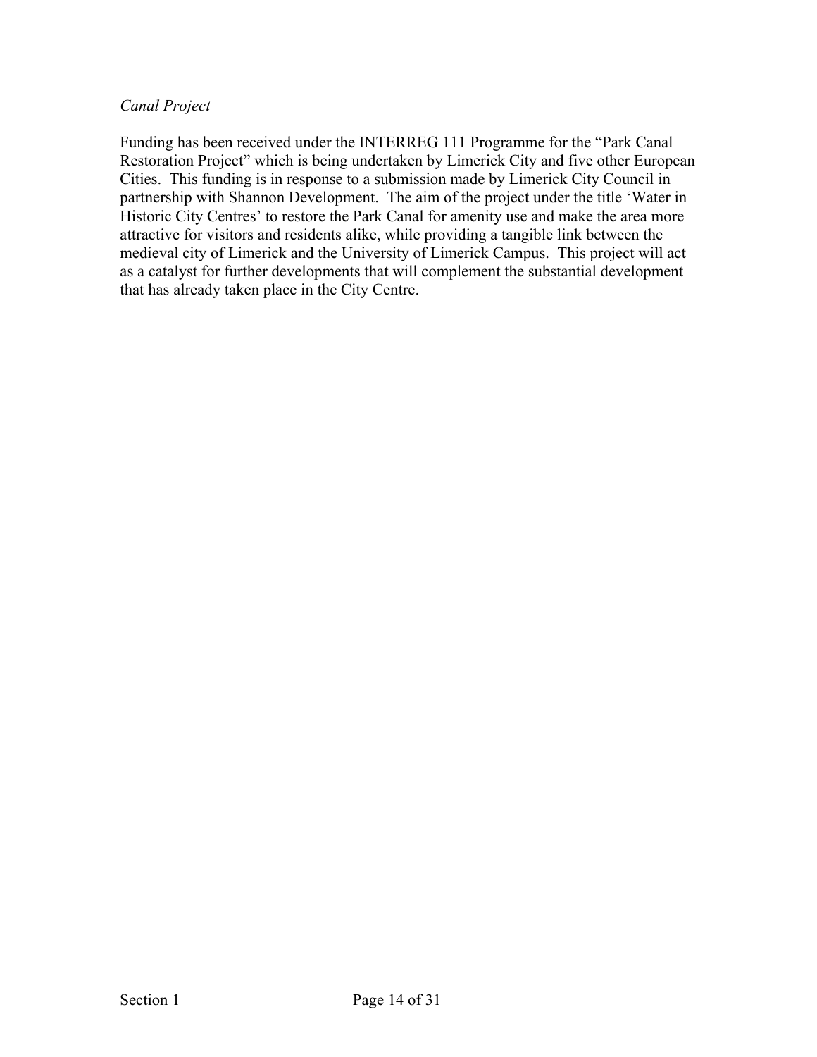*Canal Project*

Funding has been received under the INTERREG 111 Programme for the "Park Canal Restoration Project" which is being undertaken by Limerick City and five other European Cities. This funding is in response to a submission made by Limerick City Council in partnership with Shannon Development. The aim of the project under the title 'Water in Historic City Centres' to restore the Park Canal for amenity use and make the area more attractive for visitors and residents alike, while providing a tangible link between the medieval city of Limerick and the University of Limerick Campus. This project will act as a catalyst for further developments that will complement the substantial development that has already taken place in the City Centre.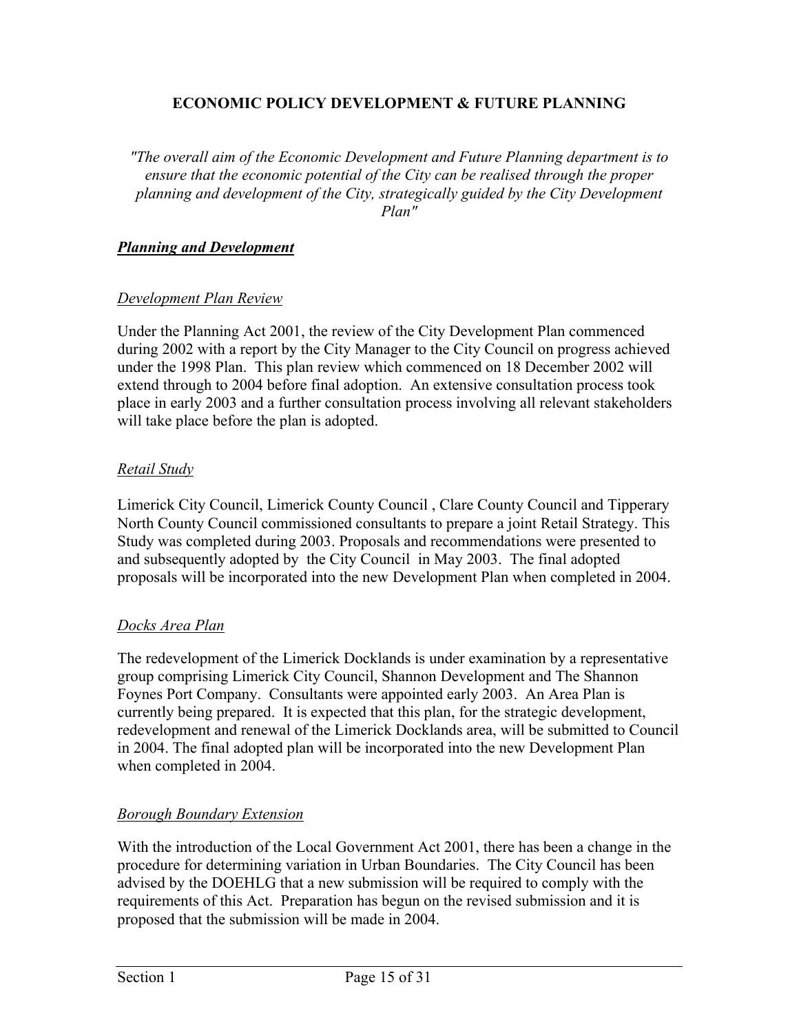# ECONOMIC POLICY DEVELOPMENT & FUTURE PLANNING

*"The overall aim of the Economic Development and Future Planning department is to ensure that the economic potential of the City can be realised through the proper planning and development of the City, strategically guided by the City Development Plan"*

## ***Planning and Development***

### Development Plan Review

Under the Planning Act 2001, the review of the City Development Plan commenced during 2002 with a report by the City Manager to the City Council on progress achieved under the 1998 Plan. This plan review which commenced on 18 December 2002 will extend through to 2004 before final adoption. An extensive consultation process took place in early 2003 and a further consultation process involving all relevant stakeholders will take place before the plan is adopted.

### Retail Study

Limerick City Council, Limerick County Council , Clare County Council and Tipperary North County Council commissioned consultants to prepare a joint Retail Strategy. This Study was completed during 2003. Proposals and recommendations were presented to and subsequently adopted by the City Council in May 2003. The final adopted proposals will be incorporated into the new Development Plan when completed in 2004.

### Docks Area Plan

The redevelopment of the Limerick Docklands is under examination by a representative group comprising Limerick City Council, Shannon Development and The Shannon Foynes Port Company. Consultants were appointed early 2003. An Area Plan is currently being prepared. It is expected that this plan, for the strategic development, redevelopment and renewal of the Limerick Docklands area, will be submitted to Council in 2004. The final adopted plan will be incorporated into the new Development Plan when completed in 2004.

### Borough Boundary Extension

With the introduction of the Local Government Act 2001, there has been a change in the procedure for determining variation in Urban Boundaries. The City Council has been advised by the DOEHLG that a new submission will be required to comply with the requirements of this Act. Preparation has begun on the revised submission and it is proposed that the submission will be made in 2004.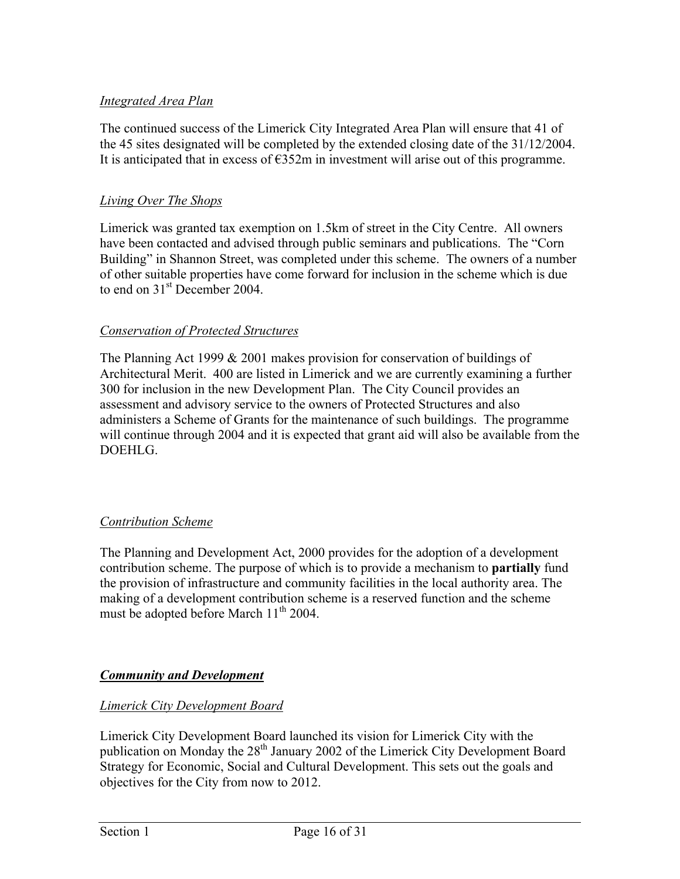*Integrated Area Plan*

The continued success of the Limerick City Integrated Area Plan will ensure that 41 of the 45 sites designated will be completed by the extended closing date of the 31/12/2004. It is anticipated that in excess of €352m in investment will arise out of this programme.

*Living Over The Shops*

Limerick was granted tax exemption on 1.5km of street in the City Centre. All owners have been contacted and advised through public seminars and publications. The "Corn Building" in Shannon Street, was completed under this scheme. The owners of a number of other suitable properties have come forward for inclusion in the scheme which is due to end on 31st December 2004.

*Conservation of Protected Structures*

The Planning Act 1999 & 2001 makes provision for conservation of buildings of Architectural Merit. 400 are listed in Limerick and we are currently examining a further 300 for inclusion in the new Development Plan. The City Council provides an assessment and advisory service to the owners of Protected Structures and also administers a Scheme of Grants for the maintenance of such buildings. The programme will continue through 2004 and it is expected that grant aid will also be available from the DOEHLG.

*Contribution Scheme*

The Planning and Development Act, 2000 provides for the adoption of a development contribution scheme. The purpose of which is to provide a mechanism to **partially** fund the provision of infrastructure and community facilities in the local authority area. The making of a development contribution scheme is a reserved function and the scheme must be adopted before March 11th 2004.

***Community and Development***

*Limerick City Development Board*

Limerick City Development Board launched its vision for Limerick City with the publication on Monday the 28th January 2002 of the Limerick City Development Board Strategy for Economic, Social and Cultural Development. This sets out the goals and objectives for the City from now to 2012.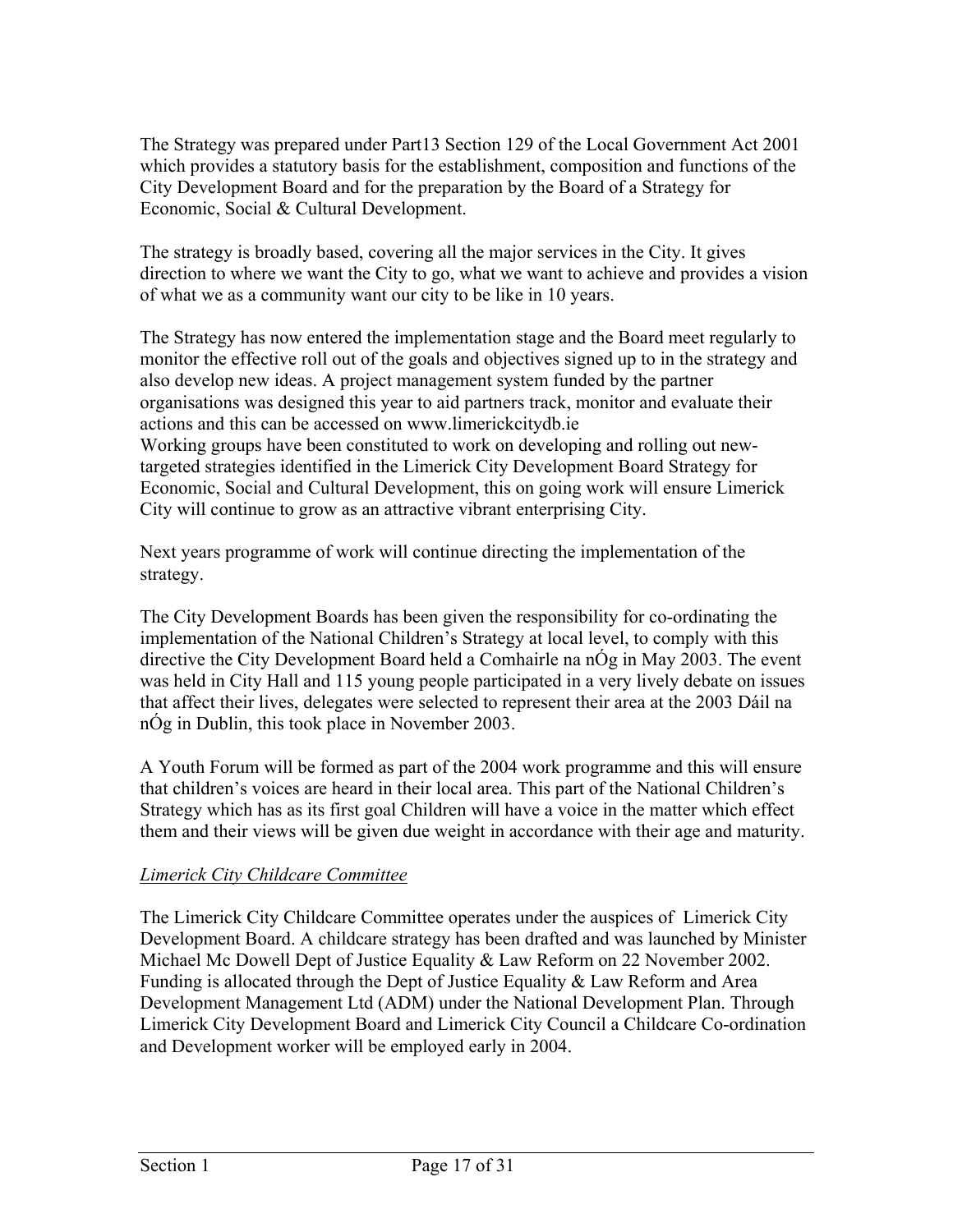The Strategy was prepared under Part13 Section 129 of the Local Government Act 2001 which provides a statutory basis for the establishment, composition and functions of the City Development Board and for the preparation by the Board of a Strategy for Economic, Social & Cultural Development.

The strategy is broadly based, covering all the major services in the City. It gives direction to where we want the City to go, what we want to achieve and provides a vision of what we as a community want our city to be like in 10 years.

The Strategy has now entered the implementation stage and the Board meet regularly to monitor the effective roll out of the goals and objectives signed up to in the strategy and also develop new ideas. A project management system funded by the partner organisations was designed this year to aid partners track, monitor and evaluate their actions and this can be accessed on www.limerickcitydb.ie
Working groups have been constituted to work on developing and rolling out new-targeted strategies identified in the Limerick City Development Board Strategy for Economic, Social and Cultural Development, this on going work will ensure Limerick City will continue to grow as an attractive vibrant enterprising City.

Next years programme of work will continue directing the implementation of the strategy.

The City Development Boards has been given the responsibility for co-ordinating the implementation of the National Children's Strategy at local level, to comply with this directive the City Development Board held a Comhairle na nÓg in May 2003. The event was held in City Hall and 115 young people participated in a very lively debate on issues that affect their lives, delegates were selected to represent their area at the 2003 Dáil na nÓg in Dublin, this took place in November 2003.

A Youth Forum will be formed as part of the 2004 work programme and this will ensure that children's voices are heard in their local area. This part of the National Children's Strategy which has as its first goal Children will have a voice in the matter which effect them and their views will be given due weight in accordance with their age and maturity.

*Limerick City Childcare Committee*

The Limerick City Childcare Committee operates under the auspices of Limerick City Development Board. A childcare strategy has been drafted and was launched by Minister Michael Mc Dowell Dept of Justice Equality & Law Reform on 22 November 2002. Funding is allocated through the Dept of Justice Equality & Law Reform and Area Development Management Ltd (ADM) under the National Development Plan. Through Limerick City Development Board and Limerick City Council a Childcare Co-ordination and Development worker will be employed early in 2004.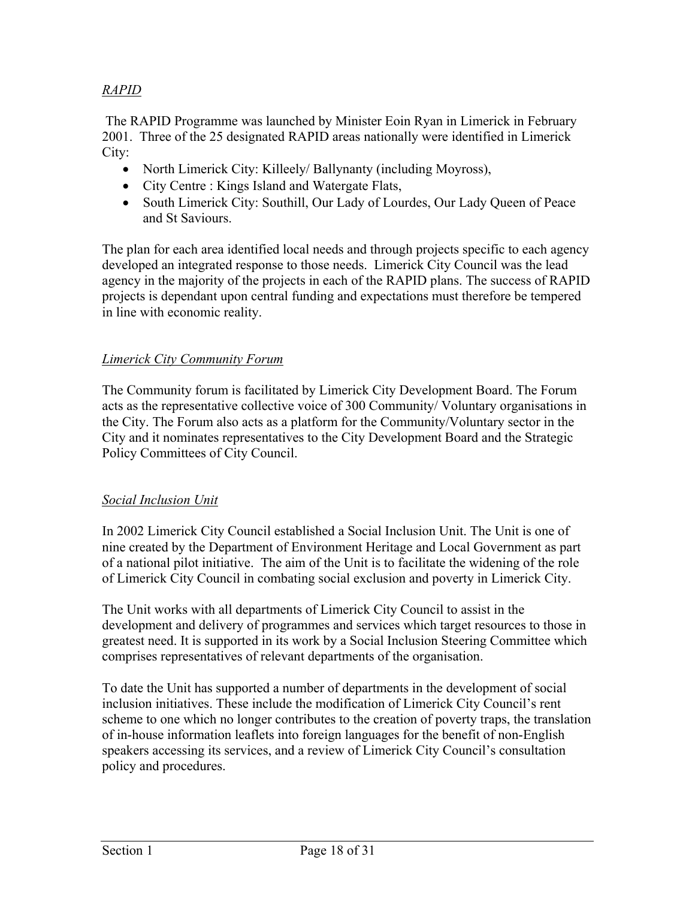*RAPID*

The RAPID Programme was launched by Minister Eoin Ryan in Limerick in February 2001. Three of the 25 designated RAPID areas nationally were identified in Limerick City:

- North Limerick City: Killeely/ Ballynanty (including Moyross),
- City Centre : Kings Island and Watergate Flats,
- South Limerick City: Southill, Our Lady of Lourdes, Our Lady Queen of Peace and St Saviours.

The plan for each area identified local needs and through projects specific to each agency developed an integrated response to those needs. Limerick City Council was the lead agency in the majority of the projects in each of the RAPID plans. The success of RAPID projects is dependant upon central funding and expectations must therefore be tempered in line with economic reality.

*Limerick City Community Forum*

The Community forum is facilitated by Limerick City Development Board. The Forum acts as the representative collective voice of 300 Community/ Voluntary organisations in the City. The Forum also acts as a platform for the Community/Voluntary sector in the City and it nominates representatives to the City Development Board and the Strategic Policy Committees of City Council.

*Social Inclusion Unit*

In 2002 Limerick City Council established a Social Inclusion Unit. The Unit is one of nine created by the Department of Environment Heritage and Local Government as part of a national pilot initiative. The aim of the Unit is to facilitate the widening of the role of Limerick City Council in combating social exclusion and poverty in Limerick City.

The Unit works with all departments of Limerick City Council to assist in the development and delivery of programmes and services which target resources to those in greatest need. It is supported in its work by a Social Inclusion Steering Committee which comprises representatives of relevant departments of the organisation.

To date the Unit has supported a number of departments in the development of social inclusion initiatives. These include the modification of Limerick City Council's rent scheme to one which no longer contributes to the creation of poverty traps, the translation of in-house information leaflets into foreign languages for the benefit of non-English speakers accessing its services, and a review of Limerick City Council's consultation policy and procedures.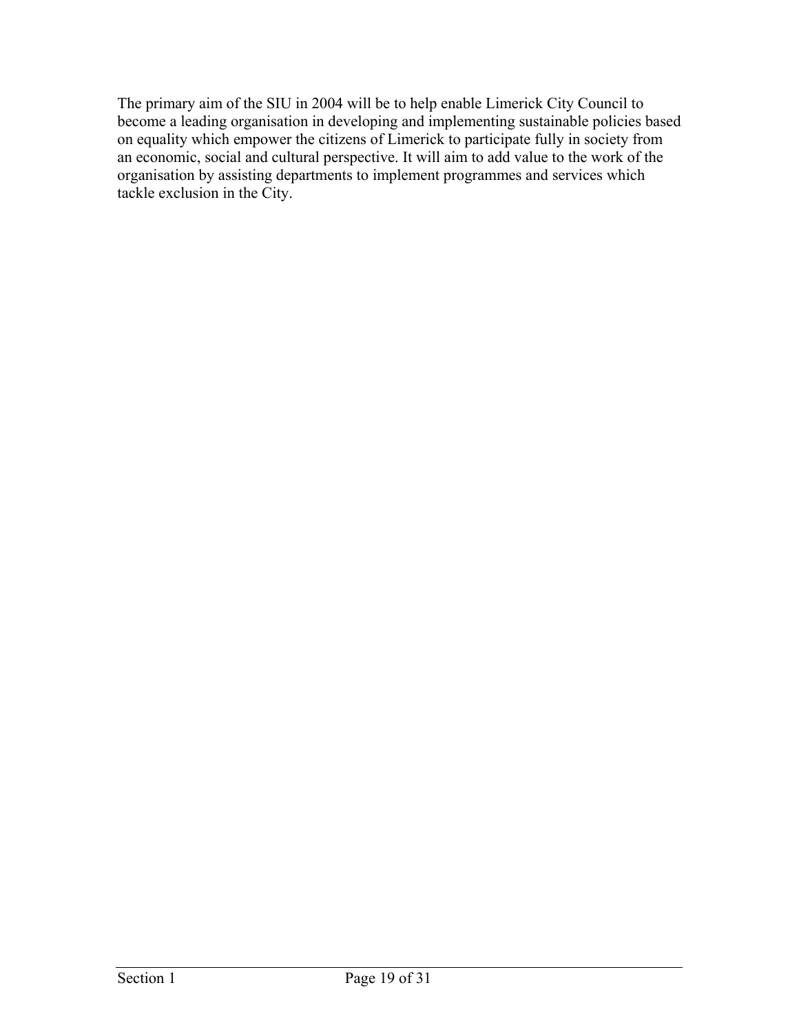The primary aim of the SIU in 2004 will be to help enable Limerick City Council to become a leading organisation in developing and implementing sustainable policies based on equality which empower the citizens of Limerick to participate fully in society from an economic, social and cultural perspective. It will aim to add value to the work of the organisation by assisting departments to implement programmes and services which tackle exclusion in the City.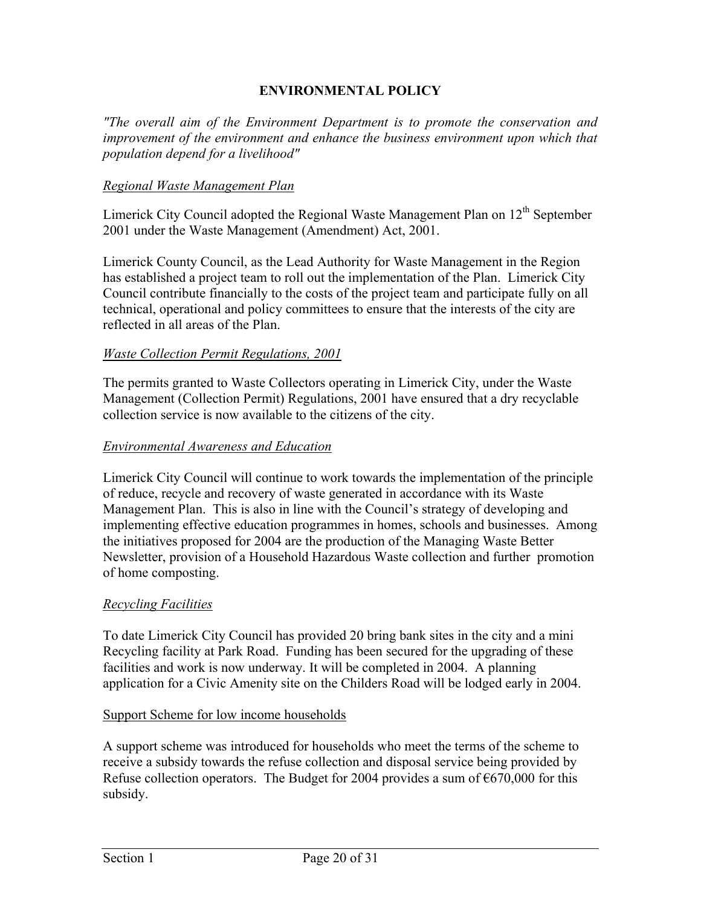## ENVIRONMENTAL POLICY

*"The overall aim of the Environment Department is to promote the conservation and improvement of the environment and enhance the business environment upon which that population depend for a livelihood"*

### *Regional Waste Management Plan*

Limerick City Council adopted the Regional Waste Management Plan on 12th September 2001 under the Waste Management (Amendment) Act, 2001.

Limerick County Council, as the Lead Authority for Waste Management in the Region has established a project team to roll out the implementation of the Plan. Limerick City Council contribute financially to the costs of the project team and participate fully on all technical, operational and policy committees to ensure that the interests of the city are reflected in all areas of the Plan.

### *Waste Collection Permit Regulations, 2001*

The permits granted to Waste Collectors operating in Limerick City, under the Waste Management (Collection Permit) Regulations, 2001 have ensured that a dry recyclable collection service is now available to the citizens of the city.

### *Environmental Awareness and Education*

Limerick City Council will continue to work towards the implementation of the principle of reduce, recycle and recovery of waste generated in accordance with its Waste Management Plan. This is also in line with the Council's strategy of developing and implementing effective education programmes in homes, schools and businesses. Among the initiatives proposed for 2004 are the production of the Managing Waste Better Newsletter, provision of a Household Hazardous Waste collection and further promotion of home composting.

### *Recycling Facilities*

To date Limerick City Council has provided 20 bring bank sites in the city and a mini Recycling facility at Park Road. Funding has been secured for the upgrading of these facilities and work is now underway. It will be completed in 2004. A planning application for a Civic Amenity site on the Childers Road will be lodged early in 2004.

### Support Scheme for low income households

A support scheme was introduced for households who meet the terms of the scheme to receive a subsidy towards the refuse collection and disposal service being provided by Refuse collection operators. The Budget for 2004 provides a sum of €670,000 for this subsidy.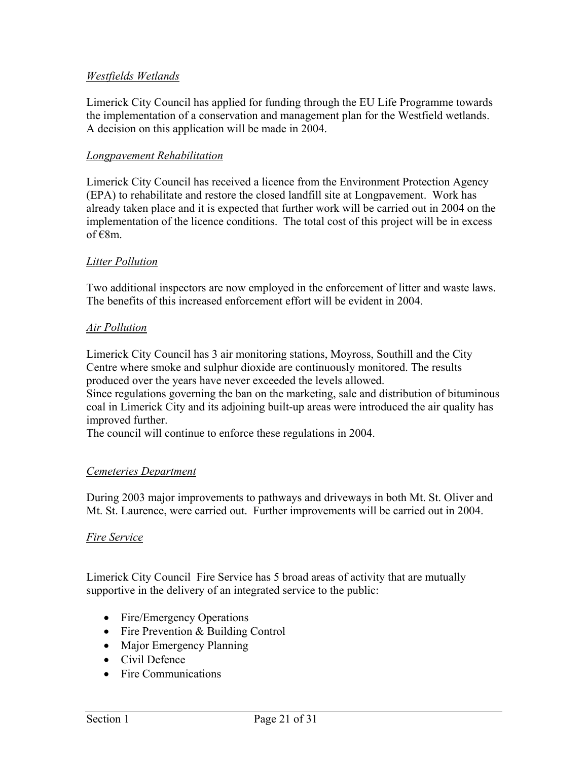*Westfields Wetlands*

Limerick City Council has applied for funding through the EU Life Programme towards the implementation of a conservation and management plan for the Westfield wetlands. A decision on this application will be made in 2004.

*Longpavement Rehabilitation*

Limerick City Council has received a licence from the Environment Protection Agency (EPA) to rehabilitate and restore the closed landfill site at Longpavement. Work has already taken place and it is expected that further work will be carried out in 2004 on the implementation of the licence conditions. The total cost of this project will be in excess of €8m.

*Litter Pollution*

Two additional inspectors are now employed in the enforcement of litter and waste laws. The benefits of this increased enforcement effort will be evident in 2004.

*Air Pollution*

Limerick City Council has 3 air monitoring stations, Moyross, Southill and the City Centre where smoke and sulphur dioxide are continuously monitored. The results produced over the years have never exceeded the levels allowed.
Since regulations governing the ban on the marketing, sale and distribution of bituminous coal in Limerick City and its adjoining built-up areas were introduced the air quality has improved further.
The council will continue to enforce these regulations in 2004.

*Cemeteries Department*

During 2003 major improvements to pathways and driveways in both Mt. St. Oliver and Mt. St. Laurence, were carried out. Further improvements will be carried out in 2004.

*Fire Service*

Limerick City Council Fire Service has 5 broad areas of activity that are mutually supportive in the delivery of an integrated service to the public:

- Fire/Emergency Operations
- Fire Prevention & Building Control
- Major Emergency Planning
- Civil Defence
- Fire Communications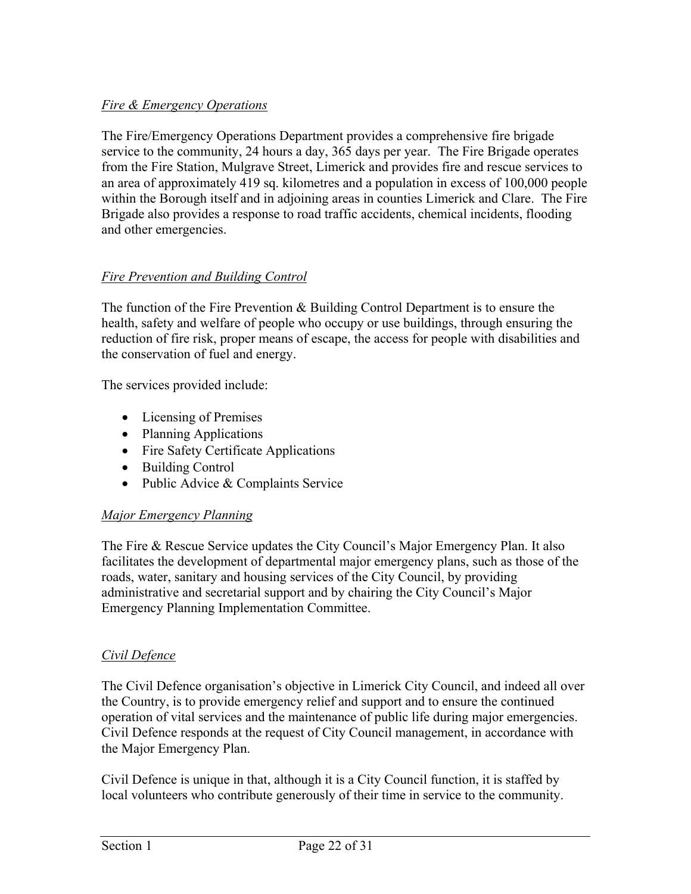*Fire & Emergency Operations*

The Fire/Emergency Operations Department provides a comprehensive fire brigade service to the community, 24 hours a day, 365 days per year. The Fire Brigade operates from the Fire Station, Mulgrave Street, Limerick and provides fire and rescue services to an area of approximately 419 sq. kilometres and a population in excess of 100,000 people within the Borough itself and in adjoining areas in counties Limerick and Clare. The Fire Brigade also provides a response to road traffic accidents, chemical incidents, flooding and other emergencies.

*Fire Prevention and Building Control*

The function of the Fire Prevention & Building Control Department is to ensure the health, safety and welfare of people who occupy or use buildings, through ensuring the reduction of fire risk, proper means of escape, the access for people with disabilities and the conservation of fuel and energy.

The services provided include:

- Licensing of Premises
- Planning Applications
- Fire Safety Certificate Applications
- Building Control
- Public Advice & Complaints Service

*Major Emergency Planning*

The Fire & Rescue Service updates the City Council's Major Emergency Plan. It also facilitates the development of departmental major emergency plans, such as those of the roads, water, sanitary and housing services of the City Council, by providing administrative and secretarial support and by chairing the City Council's Major Emergency Planning Implementation Committee.

*Civil Defence*

The Civil Defence organisation's objective in Limerick City Council, and indeed all over the Country, is to provide emergency relief and support and to ensure the continued operation of vital services and the maintenance of public life during major emergencies. Civil Defence responds at the request of City Council management, in accordance with the Major Emergency Plan.

Civil Defence is unique in that, although it is a City Council function, it is staffed by local volunteers who contribute generously of their time in service to the community.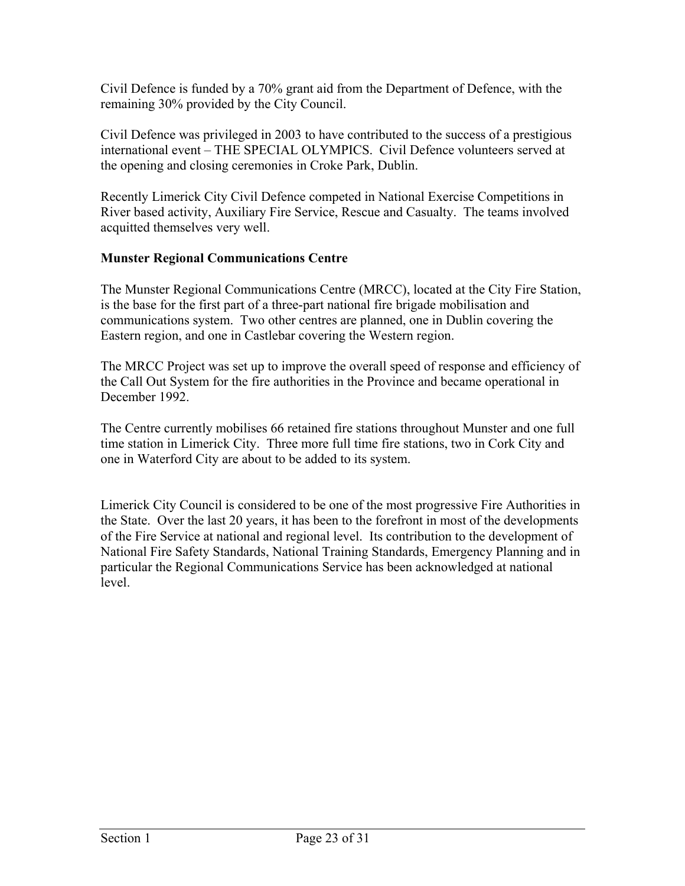Civil Defence is funded by a 70% grant aid from the Department of Defence, with the remaining 30% provided by the City Council.

Civil Defence was privileged in 2003 to have contributed to the success of a prestigious international event – THE SPECIAL OLYMPICS. Civil Defence volunteers served at the opening and closing ceremonies in Croke Park, Dublin.

Recently Limerick City Civil Defence competed in National Exercise Competitions in River based activity, Auxiliary Fire Service, Rescue and Casualty. The teams involved acquitted themselves very well.

**Munster Regional Communications Centre**

The Munster Regional Communications Centre (MRCC), located at the City Fire Station, is the base for the first part of a three-part national fire brigade mobilisation and communications system. Two other centres are planned, one in Dublin covering the Eastern region, and one in Castlebar covering the Western region.

The MRCC Project was set up to improve the overall speed of response and efficiency of the Call Out System for the fire authorities in the Province and became operational in December 1992.

The Centre currently mobilises 66 retained fire stations throughout Munster and one full time station in Limerick City. Three more full time fire stations, two in Cork City and one in Waterford City are about to be added to its system.

Limerick City Council is considered to be one of the most progressive Fire Authorities in the State. Over the last 20 years, it has been to the forefront in most of the developments of the Fire Service at national and regional level. Its contribution to the development of National Fire Safety Standards, National Training Standards, Emergency Planning and in particular the Regional Communications Service has been acknowledged at national level.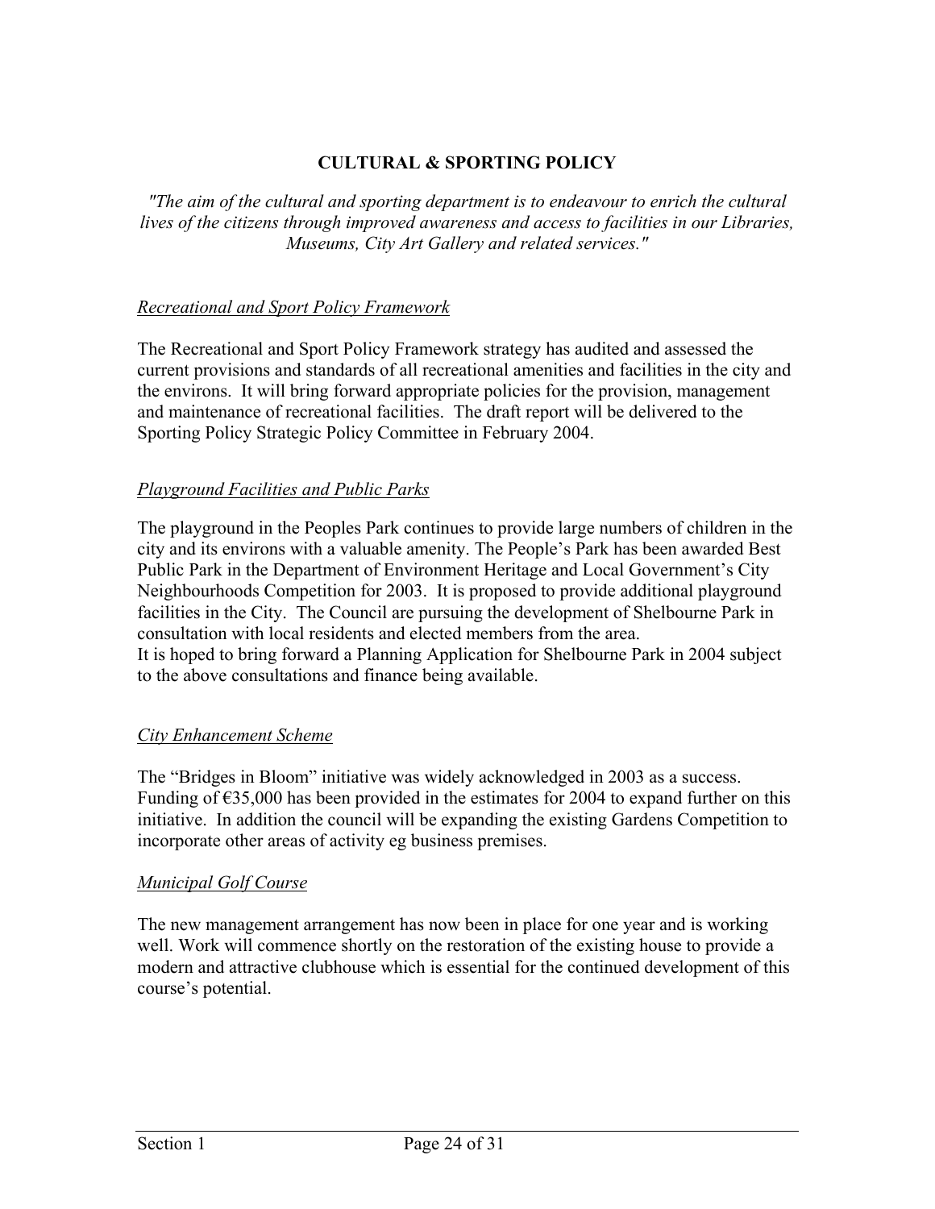# CULTURAL & SPORTING POLICY

*"The aim of the cultural and sporting department is to endeavour to enrich the cultural lives of the citizens through improved awareness and access to facilities in our Libraries, Museums, City Art Gallery and related services."*

## *Recreational and Sport Policy Framework*

The Recreational and Sport Policy Framework strategy has audited and assessed the current provisions and standards of all recreational amenities and facilities in the city and the environs. It will bring forward appropriate policies for the provision, management and maintenance of recreational facilities. The draft report will be delivered to the Sporting Policy Strategic Policy Committee in February 2004.

## *Playground Facilities and Public Parks*

The playground in the Peoples Park continues to provide large numbers of children in the city and its environs with a valuable amenity. The People's Park has been awarded Best Public Park in the Department of Environment Heritage and Local Government's City Neighbourhoods Competition for 2003. It is proposed to provide additional playground facilities in the City. The Council are pursuing the development of Shelbourne Park in consultation with local residents and elected members from the area.
It is hoped to bring forward a Planning Application for Shelbourne Park in 2004 subject to the above consultations and finance being available.

## *City Enhancement Scheme*

The "Bridges in Bloom" initiative was widely acknowledged in 2003 as a success. Funding of €35,000 has been provided in the estimates for 2004 to expand further on this initiative. In addition the council will be expanding the existing Gardens Competition to incorporate other areas of activity eg business premises.

## *Municipal Golf Course*

The new management arrangement has now been in place for one year and is working well. Work will commence shortly on the restoration of the existing house to provide a modern and attractive clubhouse which is essential for the continued development of this course's potential.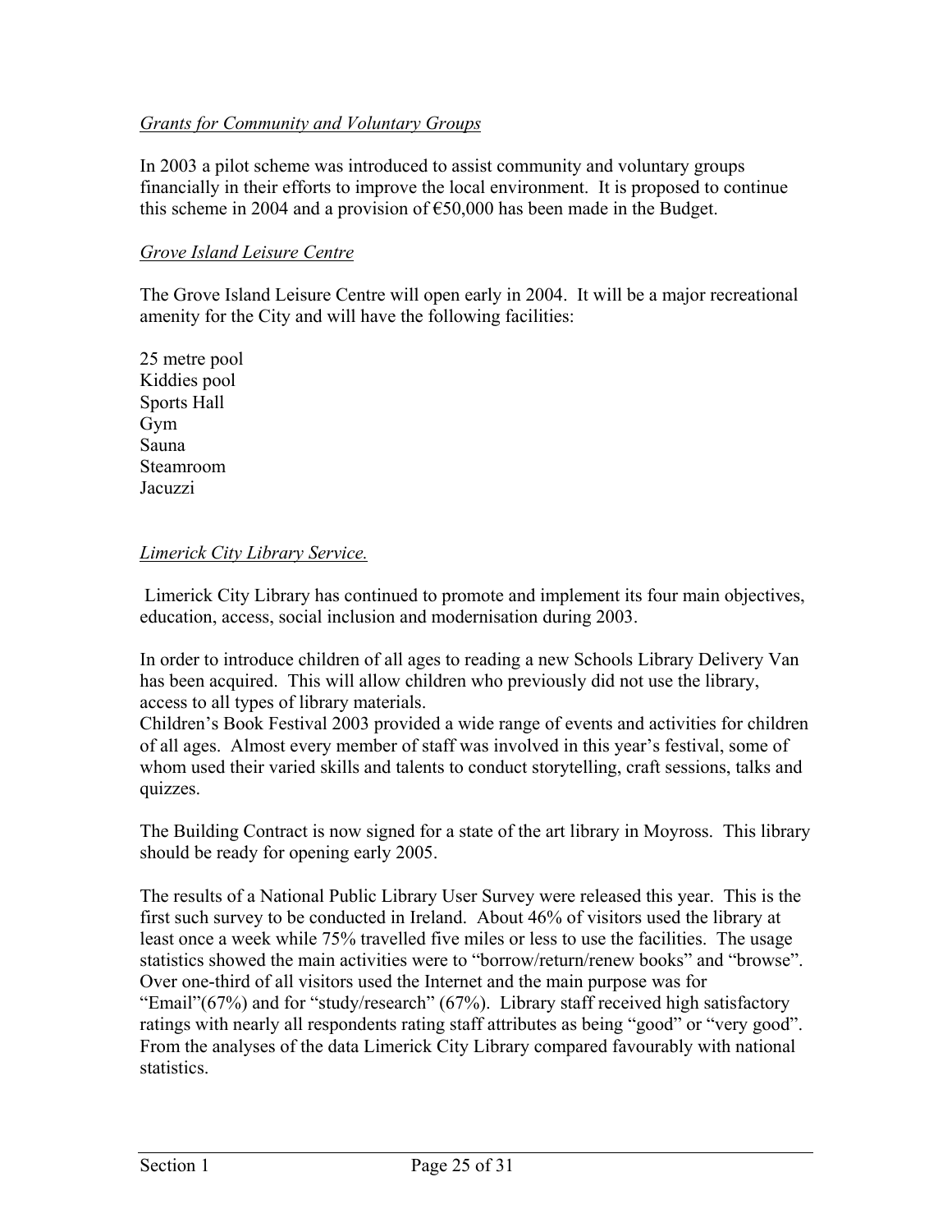*Grants for Community and Voluntary Groups*

In 2003 a pilot scheme was introduced to assist community and voluntary groups financially in their efforts to improve the local environment. It is proposed to continue this scheme in 2004 and a provision of €50,000 has been made in the Budget.

*Grove Island Leisure Centre*

The Grove Island Leisure Centre will open early in 2004. It will be a major recreational amenity for the City and will have the following facilities:

25 metre pool
Kiddies pool
Sports Hall
Gym
Sauna
Steamroom
Jacuzzi

*Limerick City Library Service.*

Limerick City Library has continued to promote and implement its four main objectives, education, access, social inclusion and modernisation during 2003.

In order to introduce children of all ages to reading a new Schools Library Delivery Van has been acquired. This will allow children who previously did not use the library, access to all types of library materials.
Children's Book Festival 2003 provided a wide range of events and activities for children of all ages. Almost every member of staff was involved in this year's festival, some of whom used their varied skills and talents to conduct storytelling, craft sessions, talks and quizzes.

The Building Contract is now signed for a state of the art library in Moyross. This library should be ready for opening early 2005.

The results of a National Public Library User Survey were released this year. This is the first such survey to be conducted in Ireland. About 46% of visitors used the library at least once a week while 75% travelled five miles or less to use the facilities. The usage statistics showed the main activities were to "borrow/return/renew books" and "browse". Over one-third of all visitors used the Internet and the main purpose was for "Email"(67%) and for "study/research" (67%). Library staff received high satisfactory ratings with nearly all respondents rating staff attributes as being "good" or "very good". From the analyses of the data Limerick City Library compared favourably with national statistics.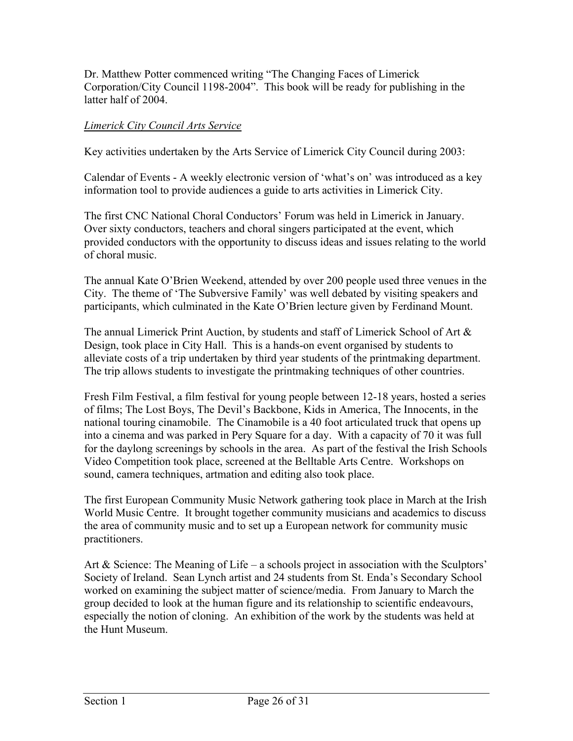Dr. Matthew Potter commenced writing "The Changing Faces of Limerick Corporation/City Council 1198-2004". This book will be ready for publishing in the latter half of 2004.

*Limerick City Council Arts Service*

Key activities undertaken by the Arts Service of Limerick City Council during 2003:

Calendar of Events - A weekly electronic version of 'what's on' was introduced as a key information tool to provide audiences a guide to arts activities in Limerick City.

The first CNC National Choral Conductors' Forum was held in Limerick in January. Over sixty conductors, teachers and choral singers participated at the event, which provided conductors with the opportunity to discuss ideas and issues relating to the world of choral music.

The annual Kate O'Brien Weekend, attended by over 200 people used three venues in the City. The theme of 'The Subversive Family' was well debated by visiting speakers and participants, which culminated in the Kate O'Brien lecture given by Ferdinand Mount.

The annual Limerick Print Auction, by students and staff of Limerick School of Art & Design, took place in City Hall. This is a hands-on event organised by students to alleviate costs of a trip undertaken by third year students of the printmaking department. The trip allows students to investigate the printmaking techniques of other countries.

Fresh Film Festival, a film festival for young people between 12-18 years, hosted a series of films; The Lost Boys, The Devil's Backbone, Kids in America, The Innocents, in the national touring cinamobile. The Cinamobile is a 40 foot articulated truck that opens up into a cinema and was parked in Pery Square for a day. With a capacity of 70 it was full for the daylong screenings by schools in the area. As part of the festival the Irish Schools Video Competition took place, screened at the Belltable Arts Centre. Workshops on sound, camera techniques, artmation and editing also took place.

The first European Community Music Network gathering took place in March at the Irish World Music Centre. It brought together community musicians and academics to discuss the area of community music and to set up a European network for community music practitioners.

Art & Science: The Meaning of Life – a schools project in association with the Sculptors' Society of Ireland. Sean Lynch artist and 24 students from St. Enda's Secondary School worked on examining the subject matter of science/media. From January to March the group decided to look at the human figure and its relationship to scientific endeavours, especially the notion of cloning. An exhibition of the work by the students was held at the Hunt Museum.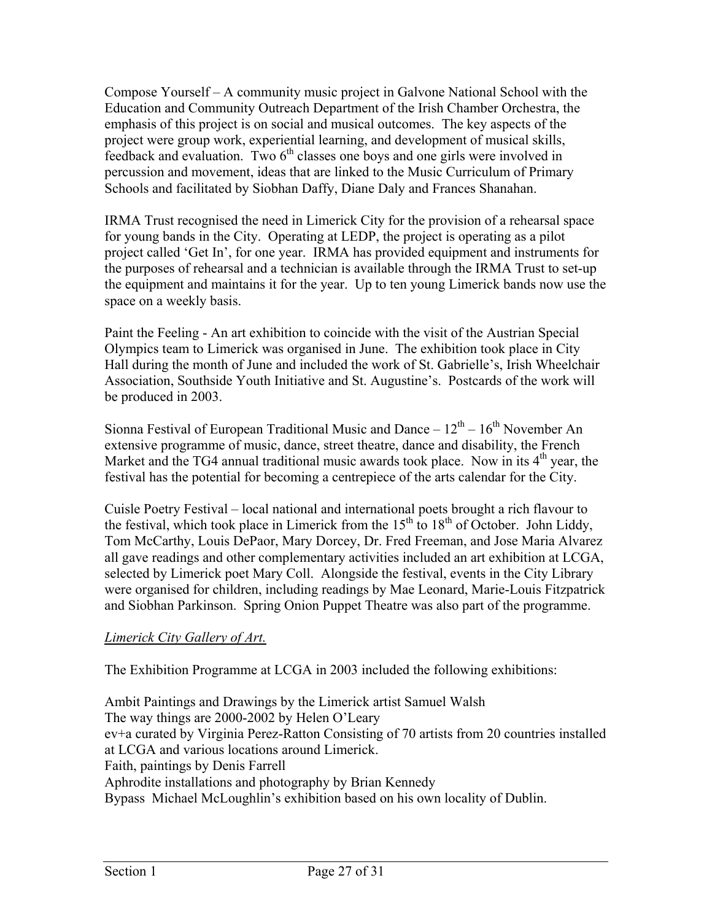Compose Yourself – A community music project in Galvone National School with the Education and Community Outreach Department of the Irish Chamber Orchestra, the emphasis of this project is on social and musical outcomes. The key aspects of the project were group work, experiential learning, and development of musical skills, feedback and evaluation. Two 6th classes one boys and one girls were involved in percussion and movement, ideas that are linked to the Music Curriculum of Primary Schools and facilitated by Siobhan Daffy, Diane Daly and Frances Shanahan.

IRMA Trust recognised the need in Limerick City for the provision of a rehearsal space for young bands in the City. Operating at LEDP, the project is operating as a pilot project called 'Get In', for one year. IRMA has provided equipment and instruments for the purposes of rehearsal and a technician is available through the IRMA Trust to set-up the equipment and maintains it for the year. Up to ten young Limerick bands now use the space on a weekly basis.

Paint the Feeling - An art exhibition to coincide with the visit of the Austrian Special Olympics team to Limerick was organised in June. The exhibition took place in City Hall during the month of June and included the work of St. Gabrielle's, Irish Wheelchair Association, Southside Youth Initiative and St. Augustine's. Postcards of the work will be produced in 2003.

Sionna Festival of European Traditional Music and Dance – 12th – 16th November An extensive programme of music, dance, street theatre, dance and disability, the French Market and the TG4 annual traditional music awards took place. Now in its 4th year, the festival has the potential for becoming a centrepiece of the arts calendar for the City.

Cuisle Poetry Festival – local national and international poets brought a rich flavour to the festival, which took place in Limerick from the 15th to 18th of October. John Liddy, Tom McCarthy, Louis DePaor, Mary Dorcey, Dr. Fred Freeman, and Jose Maria Alvarez all gave readings and other complementary activities included an art exhibition at LCGA, selected by Limerick poet Mary Coll. Alongside the festival, events in the City Library were organised for children, including readings by Mae Leonard, Marie-Louis Fitzpatrick and Siobhan Parkinson. Spring Onion Puppet Theatre was also part of the programme.

*Limerick City Gallery of Art.*

The Exhibition Programme at LCGA in 2003 included the following exhibitions:

Ambit Paintings and Drawings by the Limerick artist Samuel Walsh
The way things are 2000-2002 by Helen O'Leary
ev+a curated by Virginia Perez-Ratton Consisting of 70 artists from 20 countries installed at LCGA and various locations around Limerick.
Faith, paintings by Denis Farrell
Aphrodite installations and photography by Brian Kennedy
Bypass Michael McLoughlin's exhibition based on his own locality of Dublin.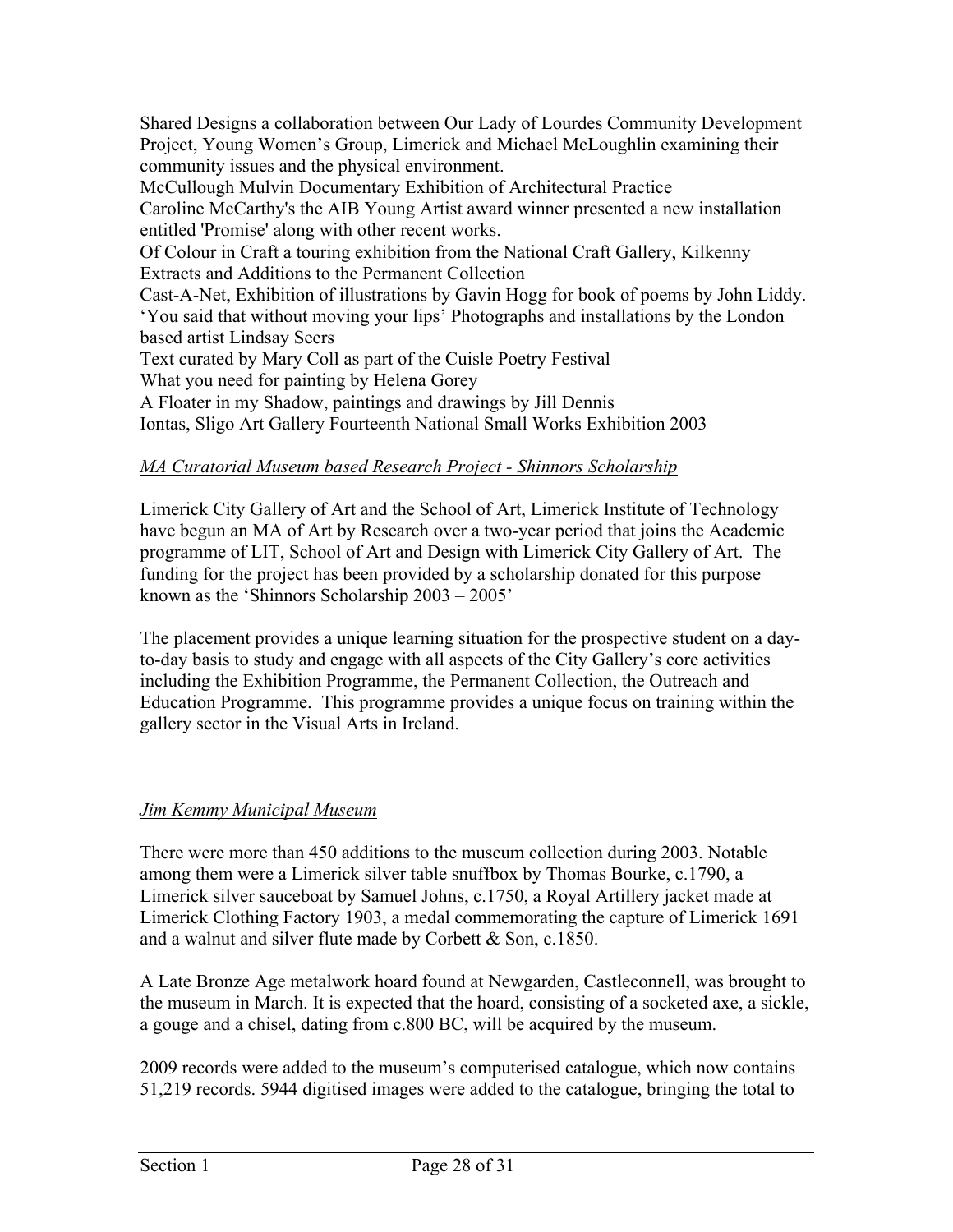Shared Designs a collaboration between Our Lady of Lourdes Community Development Project, Young Women's Group, Limerick and Michael McLoughlin examining their community issues and the physical environment.
McCullough Mulvin Documentary Exhibition of Architectural Practice
Caroline McCarthy's the AIB Young Artist award winner presented a new installation entitled 'Promise' along with other recent works.
Of Colour in Craft a touring exhibition from the National Craft Gallery, Kilkenny
Extracts and Additions to the Permanent Collection
Cast-A-Net, Exhibition of illustrations by Gavin Hogg for book of poems by John Liddy.
'You said that without moving your lips' Photographs and installations by the London based artist Lindsay Seers
Text curated by Mary Coll as part of the Cuisle Poetry Festival
What you need for painting by Helena Gorey
A Floater in my Shadow, paintings and drawings by Jill Dennis
Iontas, Sligo Art Gallery Fourteenth National Small Works Exhibition 2003

*MA Curatorial Museum based Research Project - Shinnors Scholarship*

Limerick City Gallery of Art and the School of Art, Limerick Institute of Technology have begun an MA of Art by Research over a two-year period that joins the Academic programme of LIT, School of Art and Design with Limerick City Gallery of Art. The funding for the project has been provided by a scholarship donated for this purpose known as the 'Shinnors Scholarship 2003 – 2005'

The placement provides a unique learning situation for the prospective student on a day-to-day basis to study and engage with all aspects of the City Gallery's core activities including the Exhibition Programme, the Permanent Collection, the Outreach and Education Programme. This programme provides a unique focus on training within the gallery sector in the Visual Arts in Ireland.

*Jim Kemmy Municipal Museum*

There were more than 450 additions to the museum collection during 2003. Notable among them were a Limerick silver table snuffbox by Thomas Bourke, c.1790, a Limerick silver sauceboat by Samuel Johns, c.1750, a Royal Artillery jacket made at Limerick Clothing Factory 1903, a medal commemorating the capture of Limerick 1691 and a walnut and silver flute made by Corbett & Son, c.1850.

A Late Bronze Age metalwork hoard found at Newgarden, Castleconnell, was brought to the museum in March. It is expected that the hoard, consisting of a socketed axe, a sickle, a gouge and a chisel, dating from c.800 BC, will be acquired by the museum.

2009 records were added to the museum's computerised catalogue, which now contains 51,219 records. 5944 digitised images were added to the catalogue, bringing the total to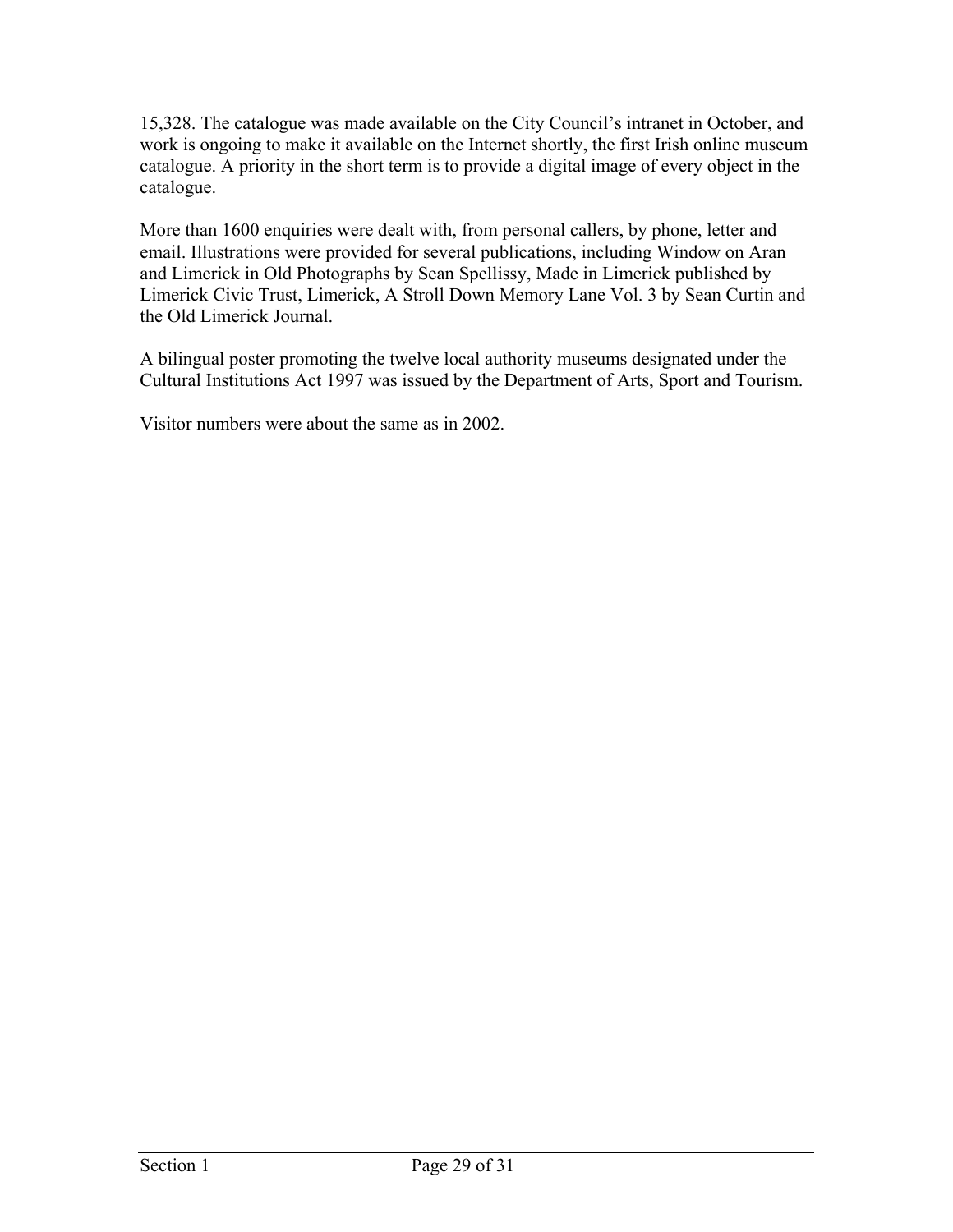15,328. The catalogue was made available on the City Council's intranet in October, and work is ongoing to make it available on the Internet shortly, the first Irish online museum catalogue. A priority in the short term is to provide a digital image of every object in the catalogue.

More than 1600 enquiries were dealt with, from personal callers, by phone, letter and email. Illustrations were provided for several publications, including Window on Aran and Limerick in Old Photographs by Sean Spellissy, Made in Limerick published by Limerick Civic Trust, Limerick, A Stroll Down Memory Lane Vol. 3 by Sean Curtin and the Old Limerick Journal.

A bilingual poster promoting the twelve local authority museums designated under the Cultural Institutions Act 1997 was issued by the Department of Arts, Sport and Tourism.

Visitor numbers were about the same as in 2002.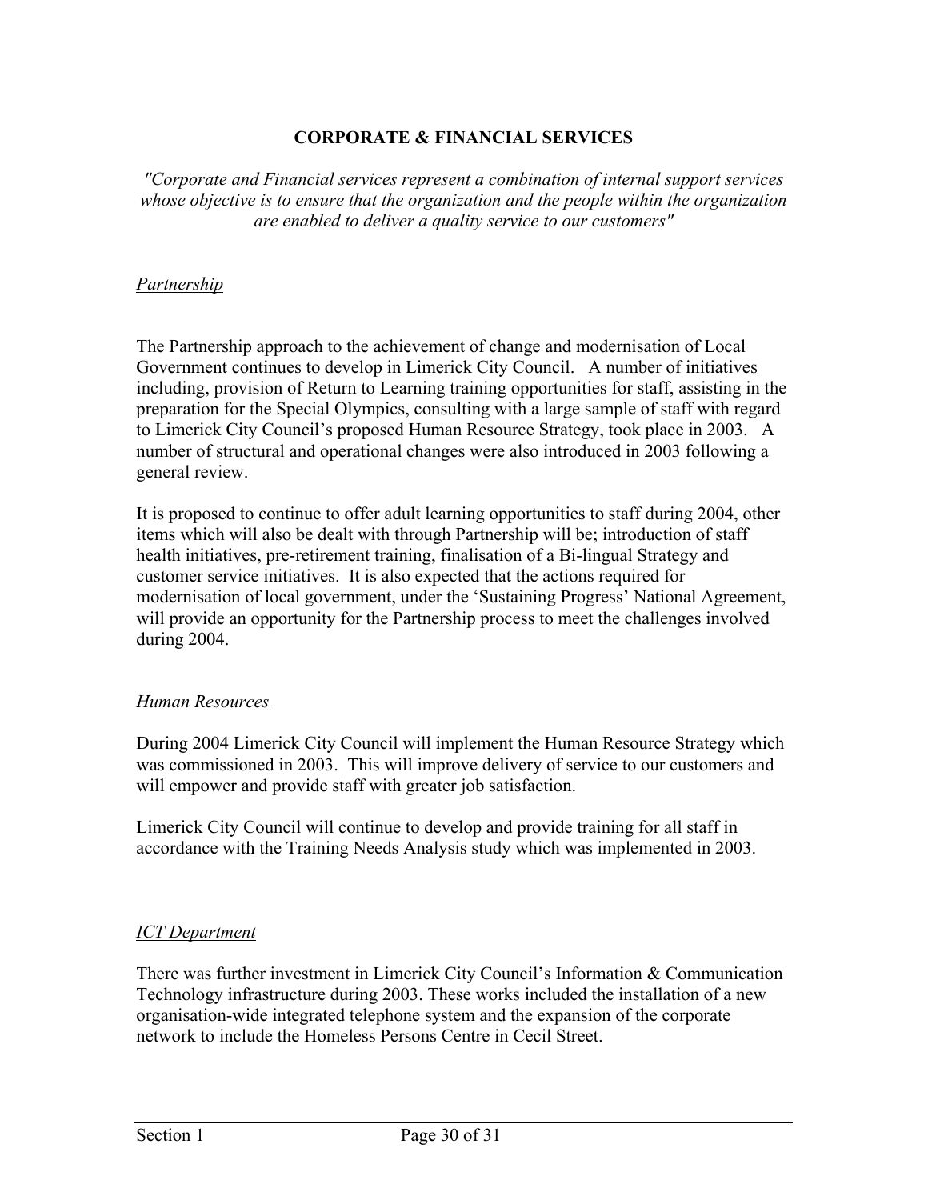# CORPORATE & FINANCIAL SERVICES

*"Corporate and Financial services represent a combination of internal support services whose objective is to ensure that the organization and the people within the organization are enabled to deliver a quality service to our customers"*

## *Partnership*

The Partnership approach to the achievement of change and modernisation of Local Government continues to develop in Limerick City Council. A number of initiatives including, provision of Return to Learning training opportunities for staff, assisting in the preparation for the Special Olympics, consulting with a large sample of staff with regard to Limerick City Council's proposed Human Resource Strategy, took place in 2003. A number of structural and operational changes were also introduced in 2003 following a general review.

It is proposed to continue to offer adult learning opportunities to staff during 2004, other items which will also be dealt with through Partnership will be; introduction of staff health initiatives, pre-retirement training, finalisation of a Bi-lingual Strategy and customer service initiatives. It is also expected that the actions required for modernisation of local government, under the 'Sustaining Progress' National Agreement, will provide an opportunity for the Partnership process to meet the challenges involved during 2004.

## *Human Resources*

During 2004 Limerick City Council will implement the Human Resource Strategy which was commissioned in 2003. This will improve delivery of service to our customers and will empower and provide staff with greater job satisfaction.

Limerick City Council will continue to develop and provide training for all staff in accordance with the Training Needs Analysis study which was implemented in 2003.

## *ICT Department*

There was further investment in Limerick City Council's Information & Communication Technology infrastructure during 2003. These works included the installation of a new organisation-wide integrated telephone system and the expansion of the corporate network to include the Homeless Persons Centre in Cecil Street.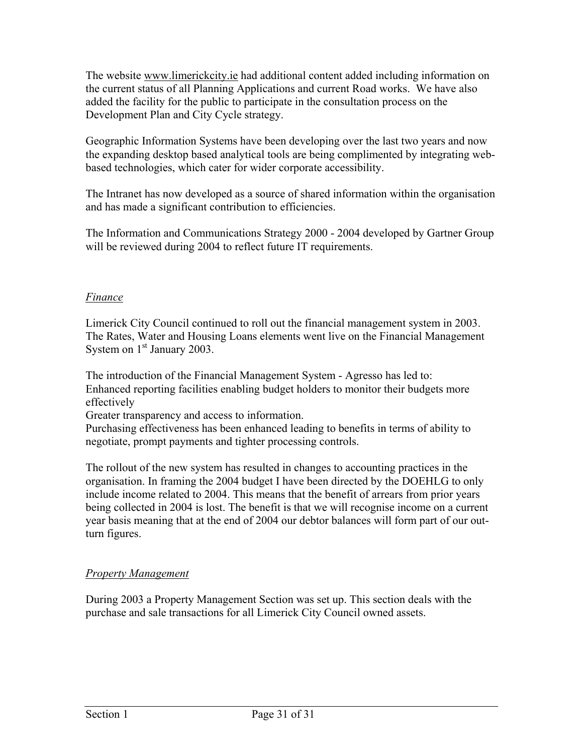The website www.limerickcity.ie had additional content added including information on the current status of all Planning Applications and current Road works. We have also added the facility for the public to participate in the consultation process on the Development Plan and City Cycle strategy.

Geographic Information Systems have been developing over the last two years and now the expanding desktop based analytical tools are being complimented by integrating web-based technologies, which cater for wider corporate accessibility.

The Intranet has now developed as a source of shared information within the organisation and has made a significant contribution to efficiencies.

The Information and Communications Strategy 2000 - 2004 developed by Gartner Group will be reviewed during 2004 to reflect future IT requirements.

*Finance*

Limerick City Council continued to roll out the financial management system in 2003. The Rates, Water and Housing Loans elements went live on the Financial Management System on 1st January 2003.

The introduction of the Financial Management System - Agresso has led to:
Enhanced reporting facilities enabling budget holders to monitor their budgets more effectively
Greater transparency and access to information.
Purchasing effectiveness has been enhanced leading to benefits in terms of ability to negotiate, prompt payments and tighter processing controls.

The rollout of the new system has resulted in changes to accounting practices in the organisation. In framing the 2004 budget I have been directed by the DOEHLG to only include income related to 2004. This means that the benefit of arrears from prior years being collected in 2004 is lost. The benefit is that we will recognise income on a current year basis meaning that at the end of 2004 our debtor balances will form part of our out-turn figures.

*Property Management*

During 2003 a Property Management Section was set up. This section deals with the purchase and sale transactions for all Limerick City Council owned assets.